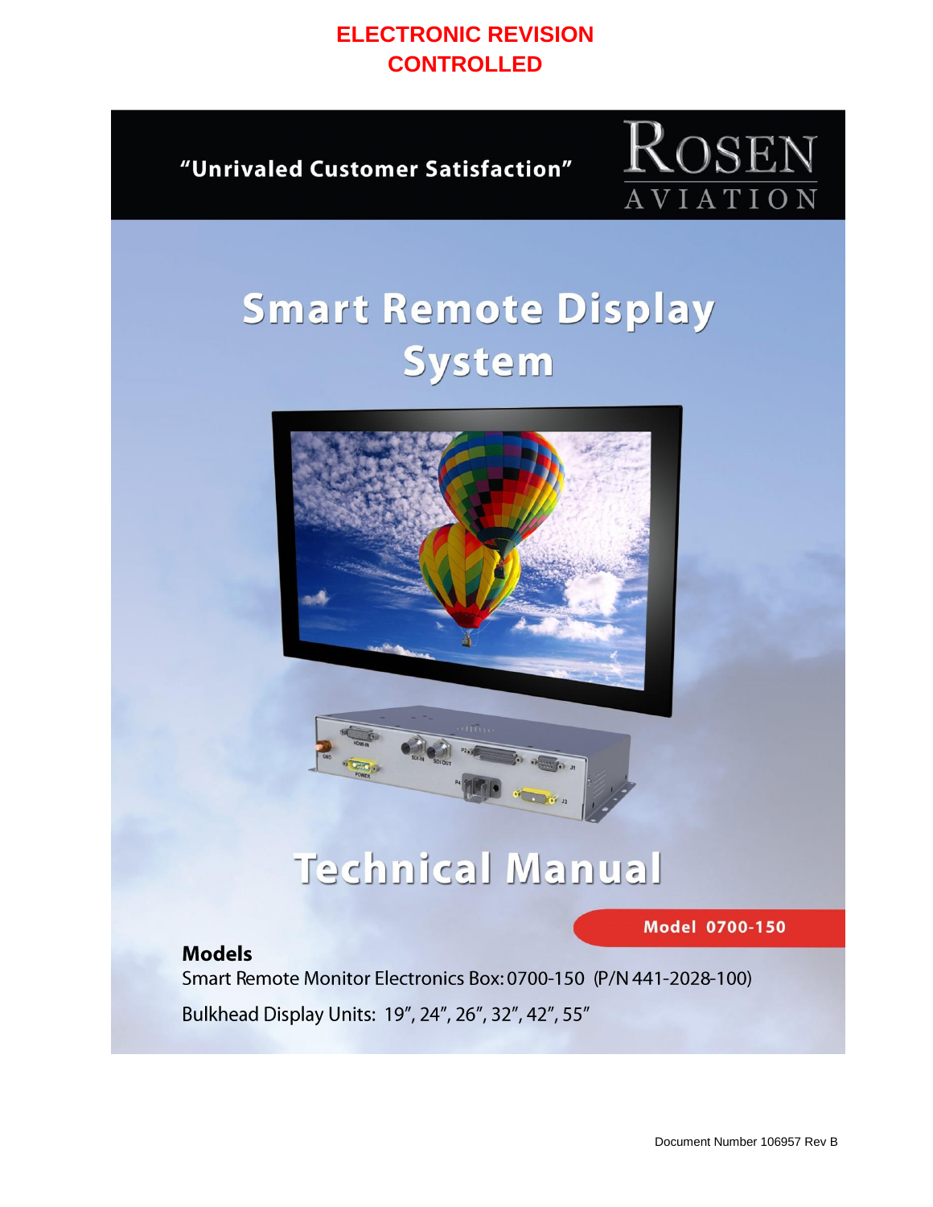**ELECTRONIC REVISION CONTROLLED**

"Unrivaled Customer Satisfaction"

ROSEN AVIATION

# Smart Remote Display System

# Technical Manual

**Model 0700-150**

## Models

Smart Remote Monitor Electronics Box: 0700-150 (P/N 441-2028-100)

Bulkhead Display Units: 19", 24", 26", 32", 42", 55"

Document Number 106957 Rev B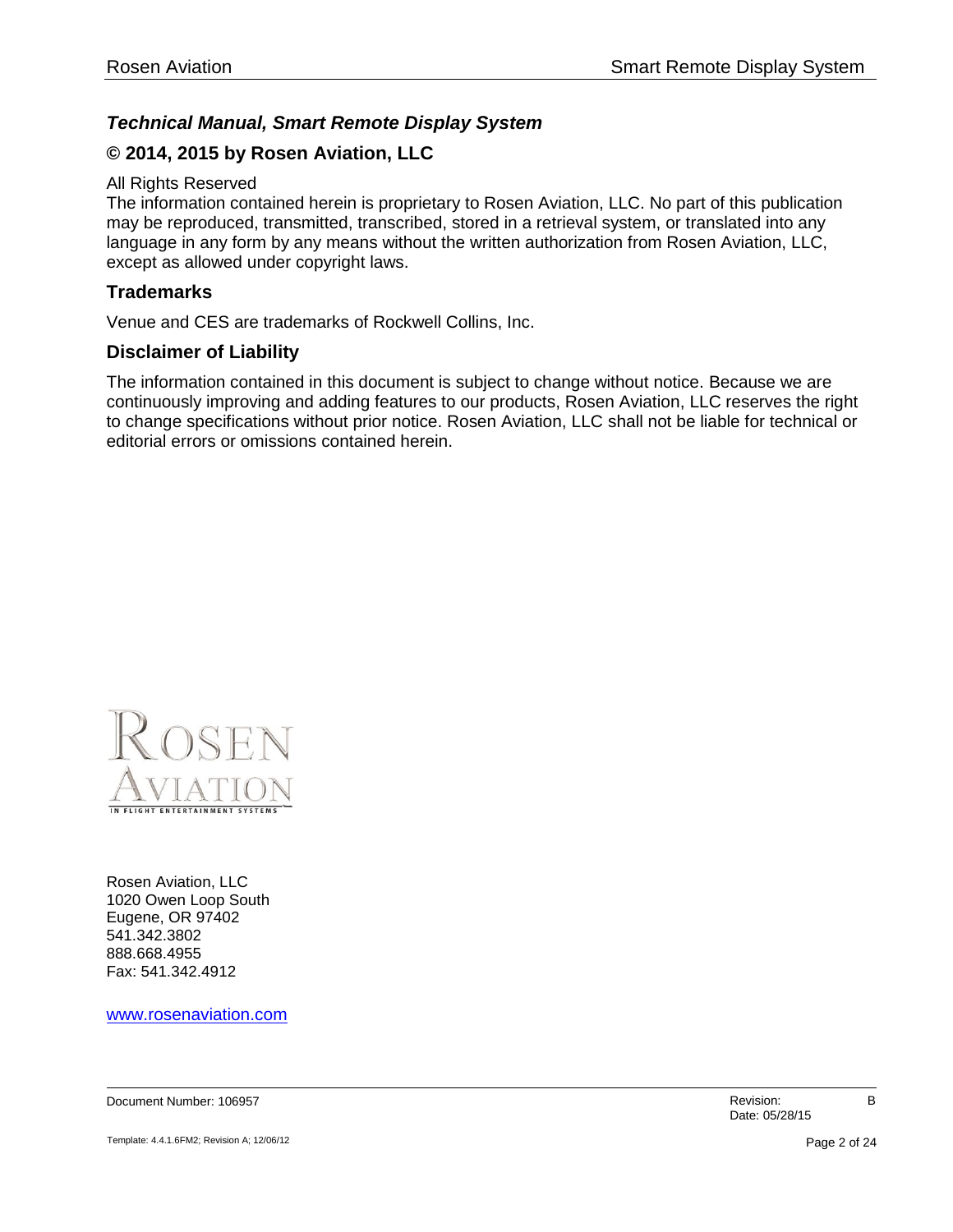***Technical Manual, Smart Remote Display System***

## © 2014, 2015 by Rosen Aviation, LLC

All Rights Reserved
The information contained herein is proprietary to Rosen Aviation, LLC. No part of this publication may be reproduced, transmitted, transcribed, stored in a retrieval system, or translated into any language in any form by any means without the written authorization from Rosen Aviation, LLC, except as allowed under copyright laws.

## Trademarks

Venue and CES are trademarks of Rockwell Collins, Inc.

## Disclaimer of Liability

The information contained in this document is subject to change without notice. Because we are continuously improving and adding features to our products, Rosen Aviation, LLC reserves the right to change specifications without prior notice. Rosen Aviation, LLC shall not be liable for technical or editorial errors or omissions contained herein.

Rosen Aviation, LLC
1020 Owen Loop South
Eugene, OR 97402
541.342.3802
888.668.4955
Fax: 541.342.4912

www.rosenaviation.com

Document Number: 106957

Revision: B
Date: 05/28/15

Template: 4.4.1.6FM2; Revision A; 12/06/12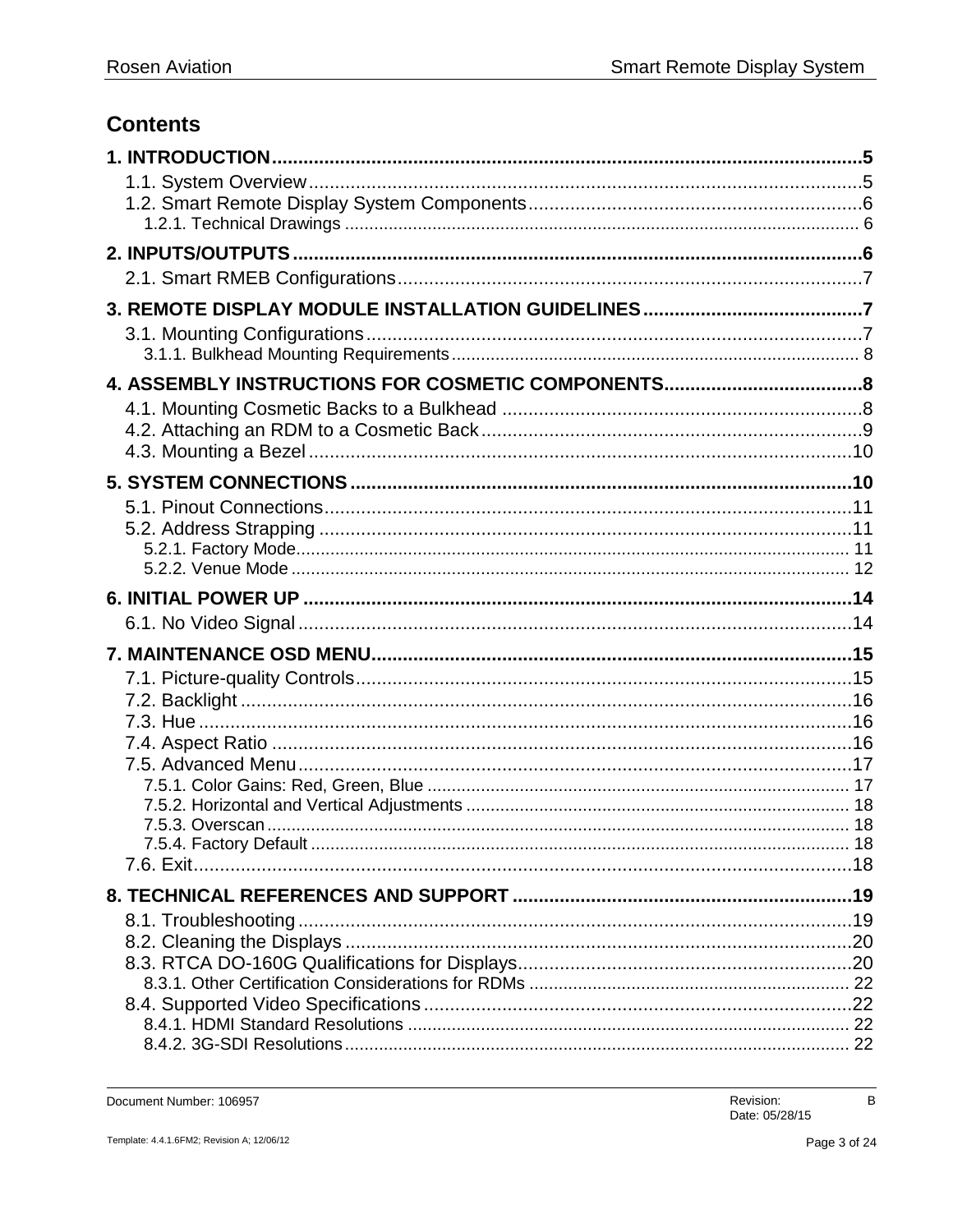# Contents

**1. INTRODUCTION** .......... 5
- 1.1. System Overview .......... 5
- 1.2. Smart Remote Display System Components .......... 6
  - 1.2.1. Technical Drawings .......... 6

**2. INPUTS/OUTPUTS** .......... 6
- 2.1. Smart RMEB Configurations .......... 7

**3. REMOTE DISPLAY MODULE INSTALLATION GUIDELINES** .......... 7
- 3.1. Mounting Configurations .......... 7
  - 3.1.1. Bulkhead Mounting Requirements .......... 8

**4. ASSEMBLY INSTRUCTIONS FOR COSMETIC COMPONENTS** .......... 8
- 4.1. Mounting Cosmetic Backs to a Bulkhead .......... 8
- 4.2. Attaching an RDM to a Cosmetic Back .......... 9
- 4.3. Mounting a Bezel .......... 10

**5. SYSTEM CONNECTIONS** .......... 10
- 5.1. Pinout Connections .......... 11
- 5.2. Address Strapping .......... 11
  - 5.2.1. Factory Mode .......... 11
  - 5.2.2. Venue Mode .......... 12

**6. INITIAL POWER UP** .......... 14
- 6.1. No Video Signal .......... 14

**7. MAINTENANCE OSD MENU** .......... 15
- 7.1. Picture-quality Controls .......... 15
- 7.2. Backlight .......... 16
- 7.3. Hue .......... 16
- 7.4. Aspect Ratio .......... 16
- 7.5. Advanced Menu .......... 17
  - 7.5.1. Color Gains: Red, Green, Blue .......... 17
  - 7.5.2. Horizontal and Vertical Adjustments .......... 18
  - 7.5.3. Overscan .......... 18
  - 7.5.4. Factory Default .......... 18
- 7.6. Exit .......... 18

**8. TECHNICAL REFERENCES AND SUPPORT** .......... 19
- 8.1. Troubleshooting .......... 19
- 8.2. Cleaning the Displays .......... 20
- 8.3. RTCA DO-160G Qualifications for Displays .......... 20
  - 8.3.1. Other Certification Considerations for RDMs .......... 22
- 8.4. Supported Video Specifications .......... 22
  - 8.4.1. HDMI Standard Resolutions .......... 22
  - 8.4.2. 3G-SDI Resolutions .......... 22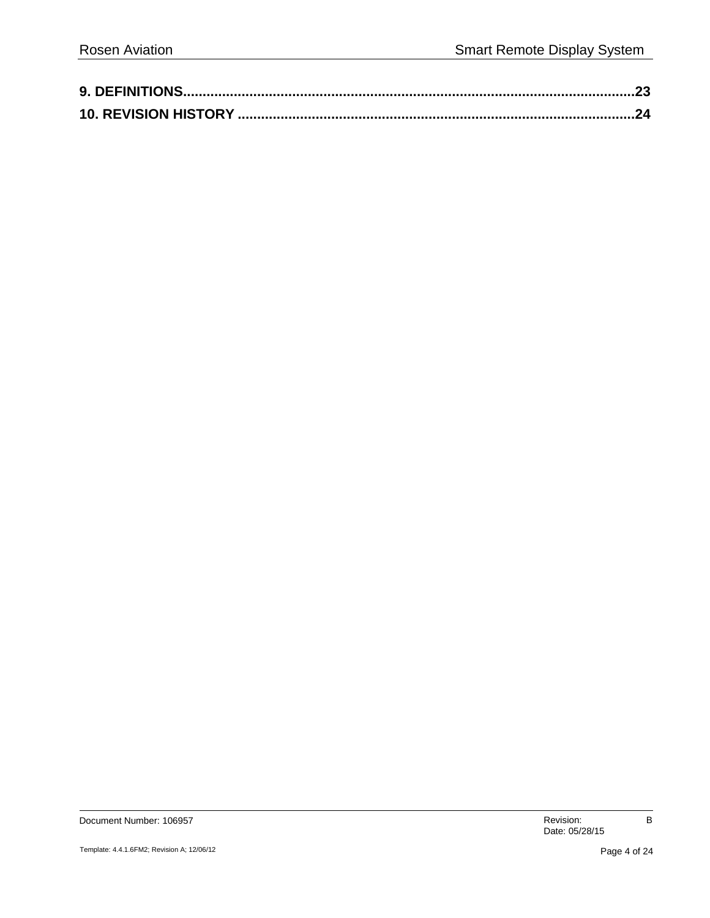**9. DEFINITIONS......................................................................................................................23**

**10. REVISION HISTORY ....................................................................................................24**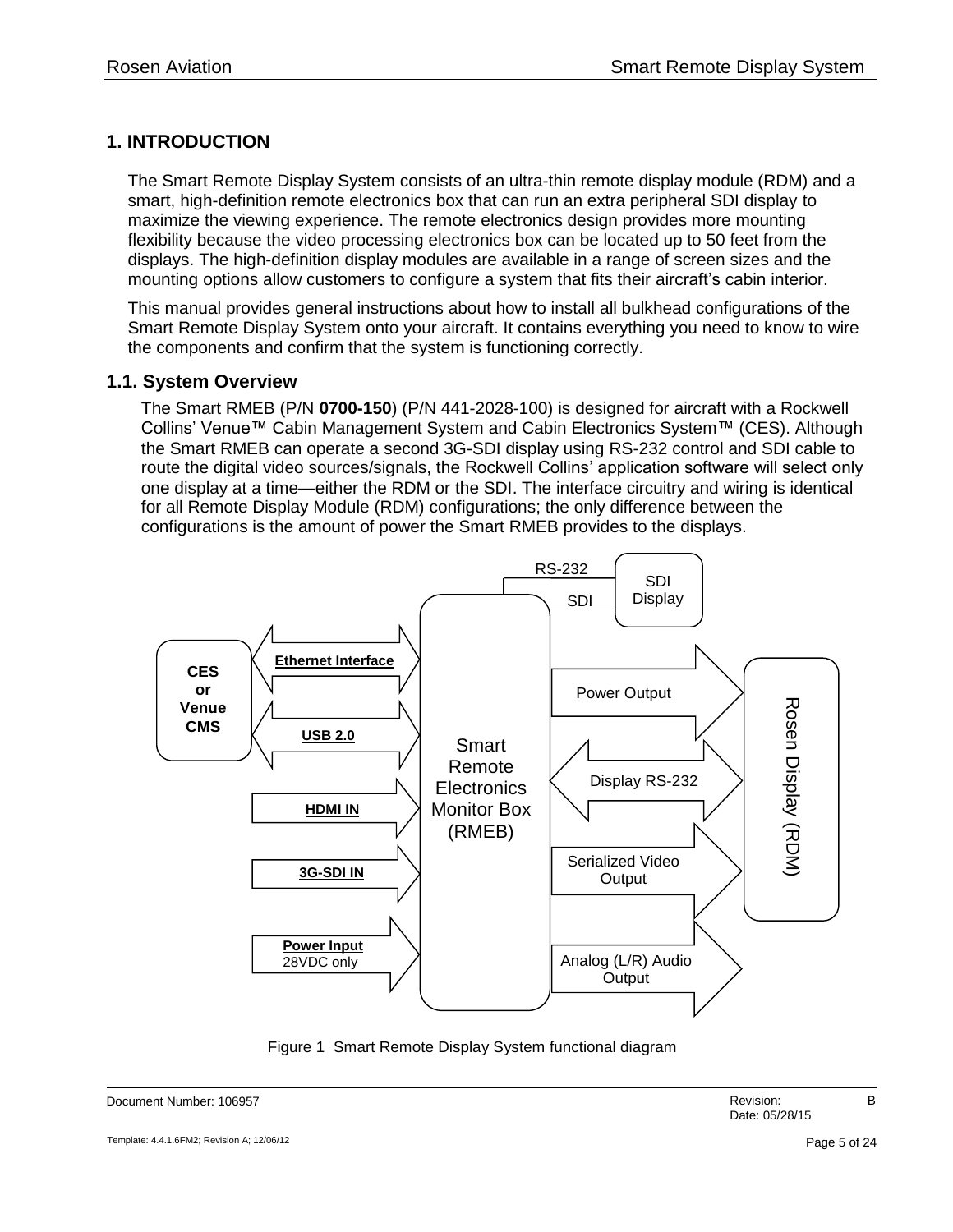# 1. INTRODUCTION

The Smart Remote Display System consists of an ultra-thin remote display module (RDM) and a smart, high-definition remote electronics box that can run an extra peripheral SDI display to maximize the viewing experience. The remote electronics design provides more mounting flexibility because the video processing electronics box can be located up to 50 feet from the displays. The high-definition display modules are available in a range of screen sizes and the mounting options allow customers to configure a system that fits their aircraft's cabin interior.

This manual provides general instructions about how to install all bulkhead configurations of the Smart Remote Display System onto your aircraft. It contains everything you need to know to wire the components and confirm that the system is functioning correctly.

## 1.1. System Overview

The Smart RMEB (P/N **0700-150**) (P/N 441-2028-100) is designed for aircraft with a Rockwell Collins' Venue™ Cabin Management System and Cabin Electronics System™ (CES). Although the Smart RMEB can operate a second 3G-SDI display using RS-232 control and SDI cable to route the digital video sources/signals, the Rockwell Collins' application software will select only one display at a time—either the RDM or the SDI. The interface circuitry and wiring is identical for all Remote Display Module (RDM) configurations; the only difference between the configurations is the amount of power the Smart RMEB provides to the displays.

Figure 1 Smart Remote Display System functional diagram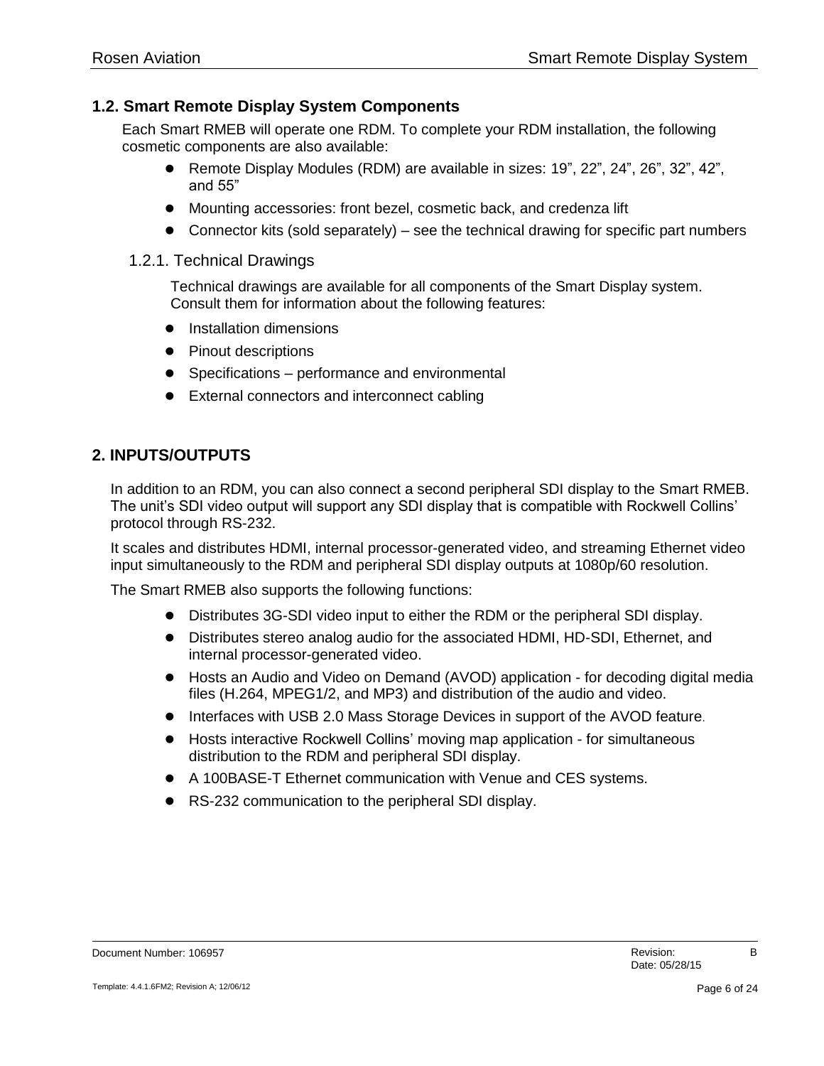## 1.2. Smart Remote Display System Components

Each Smart RMEB will operate one RDM. To complete your RDM installation, the following cosmetic components are also available:

- Remote Display Modules (RDM) are available in sizes: 19”, 22”, 24”, 26”, 32”, 42”, and 55”
- Mounting accessories: front bezel, cosmetic back, and credenza lift
- Connector kits (sold separately) – see the technical drawing for specific part numbers

### 1.2.1. Technical Drawings

Technical drawings are available for all components of the Smart Display system. Consult them for information about the following features:

- Installation dimensions
- Pinout descriptions
- Specifications – performance and environmental
- External connectors and interconnect cabling

# 2. INPUTS/OUTPUTS

In addition to an RDM, you can also connect a second peripheral SDI display to the Smart RMEB. The unit’s SDI video output will support any SDI display that is compatible with Rockwell Collins’ protocol through RS-232.

It scales and distributes HDMI, internal processor-generated video, and streaming Ethernet video input simultaneously to the RDM and peripheral SDI display outputs at 1080p/60 resolution.

The Smart RMEB also supports the following functions:

- Distributes 3G-SDI video input to either the RDM or the peripheral SDI display.
- Distributes stereo analog audio for the associated HDMI, HD-SDI, Ethernet, and internal processor-generated video.
- Hosts an Audio and Video on Demand (AVOD) application - for decoding digital media files (H.264, MPEG1/2, and MP3) and distribution of the audio and video.
- Interfaces with USB 2.0 Mass Storage Devices in support of the AVOD feature.
- Hosts interactive Rockwell Collins’ moving map application - for simultaneous distribution to the RDM and peripheral SDI display.
- A 100BASE-T Ethernet communication with Venue and CES systems.
- RS-232 communication to the peripheral SDI display.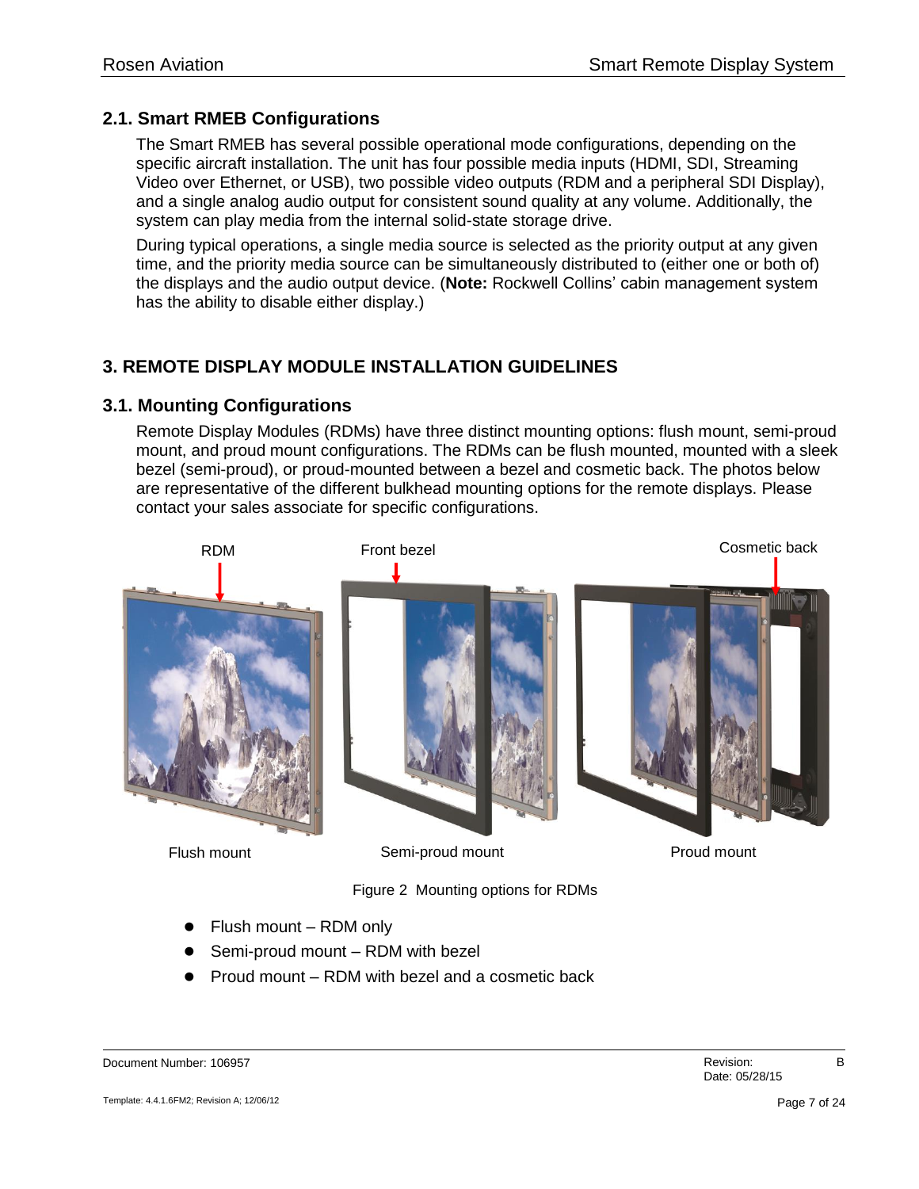## 2.1. Smart RMEB Configurations

The Smart RMEB has several possible operational mode configurations, depending on the specific aircraft installation. The unit has four possible media inputs (HDMI, SDI, Streaming Video over Ethernet, or USB), two possible video outputs (RDM and a peripheral SDI Display), and a single analog audio output for consistent sound quality at any volume. Additionally, the system can play media from the internal solid-state storage drive.

During typical operations, a single media source is selected as the priority output at any given time, and the priority media source can be simultaneously distributed to (either one or both of) the displays and the audio output device. (**Note:** Rockwell Collins' cabin management system has the ability to disable either display.)

# 3. REMOTE DISPLAY MODULE INSTALLATION GUIDELINES

## 3.1. Mounting Configurations

Remote Display Modules (RDMs) have three distinct mounting options: flush mount, semi-proud mount, and proud mount configurations. The RDMs can be flush mounted, mounted with a sleek bezel (semi-proud), or proud-mounted between a bezel and cosmetic back. The photos below are representative of the different bulkhead mounting options for the remote displays. Please contact your sales associate for specific configurations.

Figure 2 Mounting options for RDMs

- Flush mount – RDM only
- Semi-proud mount – RDM with bezel
- Proud mount – RDM with bezel and a cosmetic back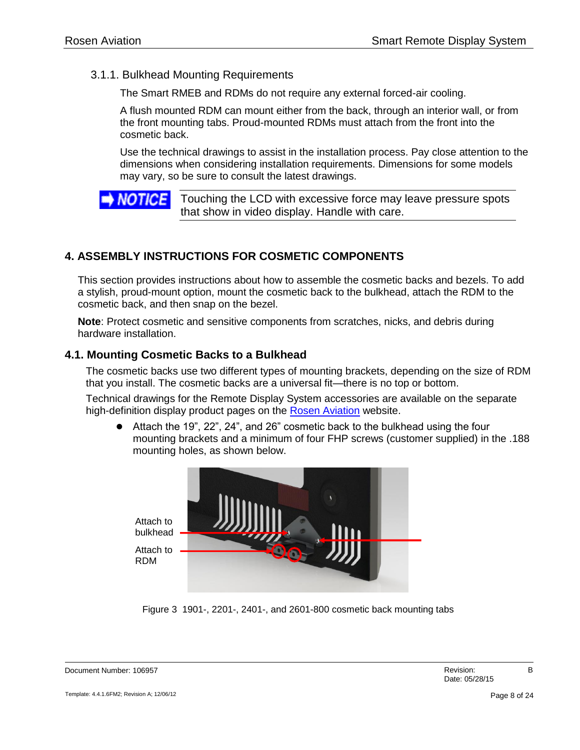### 3.1.1. Bulkhead Mounting Requirements

The Smart RMEB and RDMs do not require any external forced-air cooling.

A flush mounted RDM can mount either from the back, through an interior wall, or from the front mounting tabs. Proud-mounted RDMs must attach from the front into the cosmetic back.

Use the technical drawings to assist in the installation process. Pay close attention to the dimensions when considering installation requirements. Dimensions for some models may vary, so be sure to consult the latest drawings.

**NOTICE** Touching the LCD with excessive force may leave pressure spots that show in video display. Handle with care.

## 4. ASSEMBLY INSTRUCTIONS FOR COSMETIC COMPONENTS

This section provides instructions about how to assemble the cosmetic backs and bezels. To add a stylish, proud-mount option, mount the cosmetic back to the bulkhead, attach the RDM to the cosmetic back, and then snap on the bezel.

**Note**: Protect cosmetic and sensitive components from scratches, nicks, and debris during hardware installation.

### 4.1. Mounting Cosmetic Backs to a Bulkhead

The cosmetic backs use two different types of mounting brackets, depending on the size of RDM that you install. The cosmetic backs are a universal fit—there is no top or bottom.

Technical drawings for the Remote Display System accessories are available on the separate high-definition display product pages on the Rosen Aviation website.

- Attach the 19", 22", 24", and 26" cosmetic back to the bulkhead using the four mounting brackets and a minimum of four FHP screws (customer supplied) in the .188 mounting holes, as shown below.

Attach to bulkhead

Attach to RDM

Figure 3 1901-, 2201-, 2401-, and 2601-800 cosmetic back mounting tabs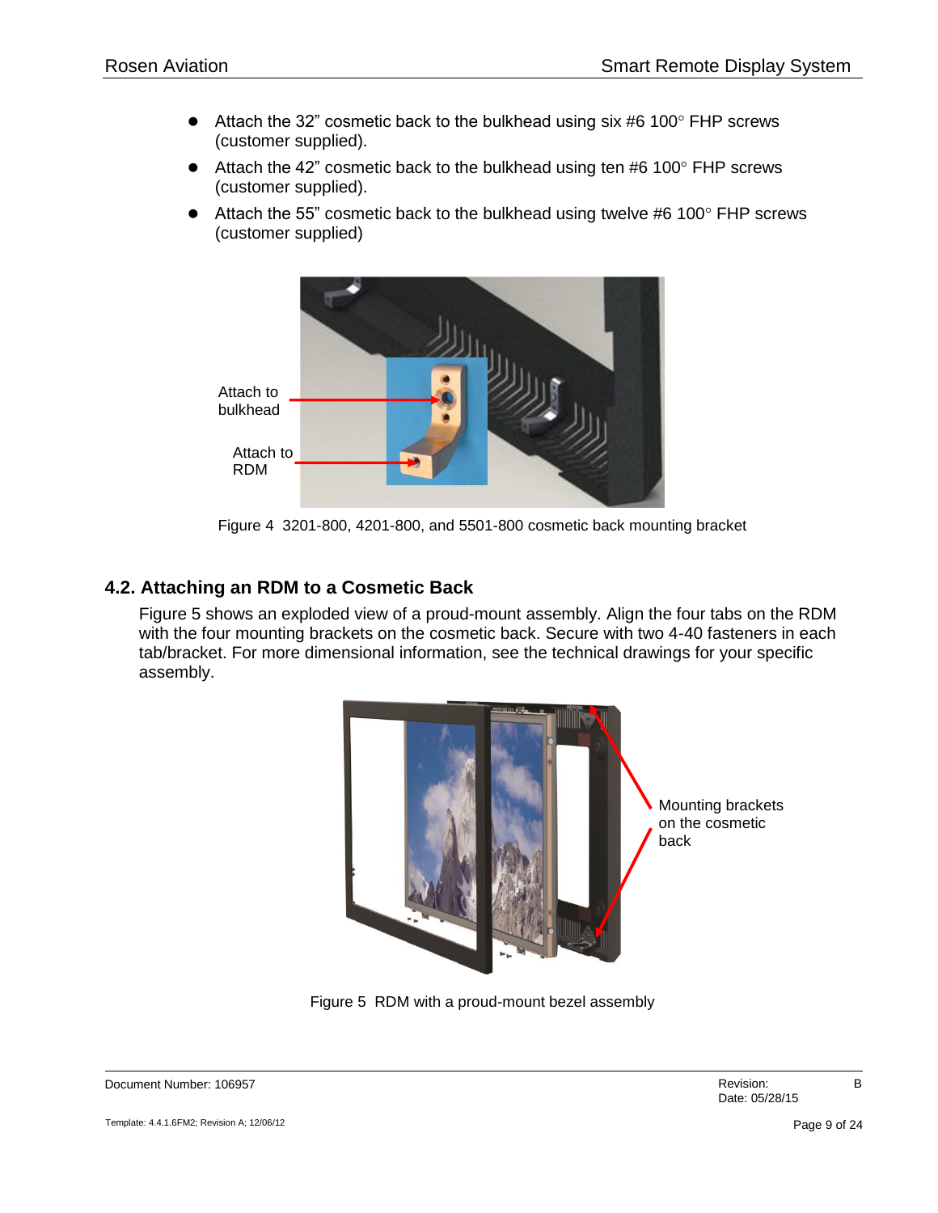- Attach the 32” cosmetic back to the bulkhead using six #6 100° FHP screws (customer supplied).
- Attach the 42” cosmetic back to the bulkhead using ten #6 100° FHP screws (customer supplied).
- Attach the 55” cosmetic back to the bulkhead using twelve #6 100° FHP screws (customer supplied)

Attach to bulkhead

Attach to RDM

Figure 4 3201-800, 4201-800, and 5501-800 cosmetic back mounting bracket

## 4.2. Attaching an RDM to a Cosmetic Back

Figure 5 shows an exploded view of a proud-mount assembly. Align the four tabs on the RDM with the four mounting brackets on the cosmetic back. Secure with two 4-40 fasteners in each tab/bracket. For more dimensional information, see the technical drawings for your specific assembly.

Mounting brackets on the cosmetic back

Figure 5 RDM with a proud-mount bezel assembly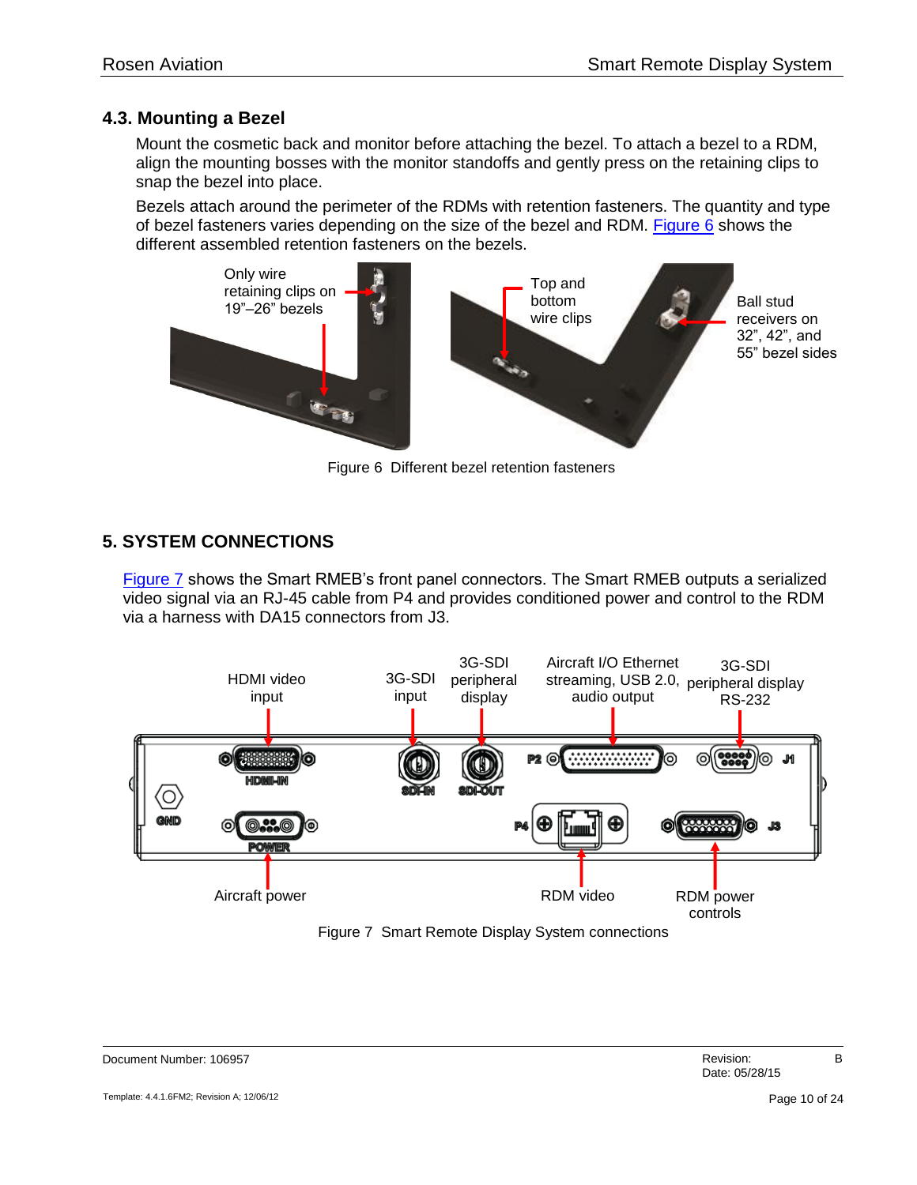## 4.3. Mounting a Bezel

Mount the cosmetic back and monitor before attaching the bezel. To attach a bezel to a RDM, align the mounting bosses with the monitor standoffs and gently press on the retaining clips to snap the bezel into place.

Bezels attach around the perimeter of the RDMs with retention fasteners. The quantity and type of bezel fasteners varies depending on the size of the bezel and RDM. Figure 6 shows the different assembled retention fasteners on the bezels.

Figure 6 Different bezel retention fasteners

# 5. SYSTEM CONNECTIONS

Figure 7 shows the Smart RMEB's front panel connectors. The Smart RMEB outputs a serialized video signal via an RJ-45 cable from P4 and provides conditioned power and control to the RDM via a harness with DA15 connectors from J3.

Figure 7 Smart Remote Display System connections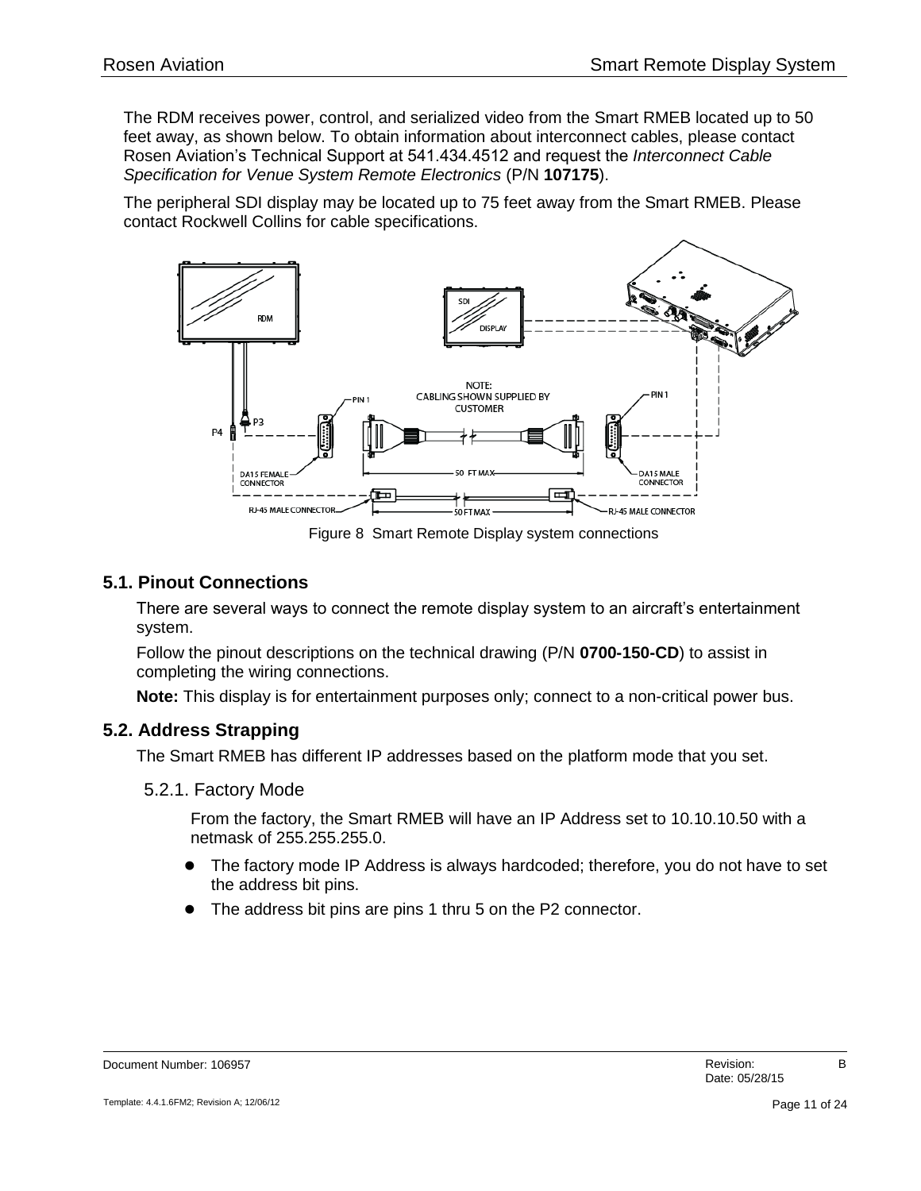The RDM receives power, control, and serialized video from the Smart RMEB located up to 50 feet away, as shown below. To obtain information about interconnect cables, please contact Rosen Aviation's Technical Support at 541.434.4512 and request the *Interconnect Cable Specification for Venue System Remote Electronics* (P/N **107175**).

The peripheral SDI display may be located up to 75 feet away from the Smart RMEB. Please contact Rockwell Collins for cable specifications.

Figure 8 Smart Remote Display system connections

## 5.1. Pinout Connections

There are several ways to connect the remote display system to an aircraft's entertainment system.

Follow the pinout descriptions on the technical drawing (P/N **0700-150-CD**) to assist in completing the wiring connections.

**Note:** This display is for entertainment purposes only; connect to a non-critical power bus.

## 5.2. Address Strapping

The Smart RMEB has different IP addresses based on the platform mode that you set.

### 5.2.1. Factory Mode

From the factory, the Smart RMEB will have an IP Address set to 10.10.10.50 with a netmask of 255.255.255.0.

- The factory mode IP Address is always hardcoded; therefore, you do not have to set the address bit pins.
- The address bit pins are pins 1 thru 5 on the P2 connector.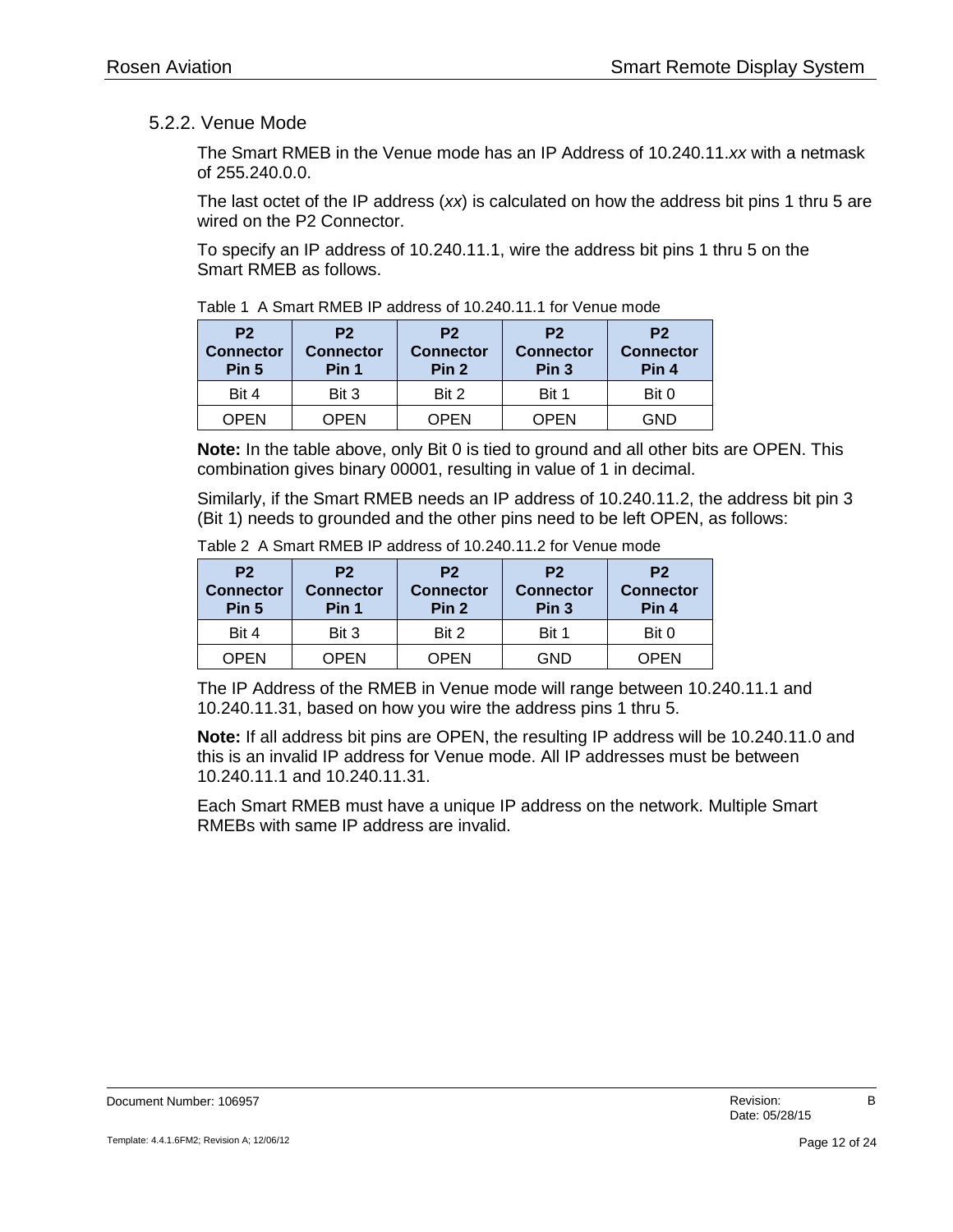### 5.2.2. Venue Mode

The Smart RMEB in the Venue mode has an IP Address of 10.240.11.*xx* with a netmask of 255.240.0.0.

The last octet of the IP address (*xx*) is calculated on how the address bit pins 1 thru 5 are wired on the P2 Connector.

To specify an IP address of 10.240.11.1, wire the address bit pins 1 thru 5 on the Smart RMEB as follows.

Table 1 A Smart RMEB IP address of 10.240.11.1 for Venue mode

| P2 Connector Pin 5 | P2 Connector Pin 1 | P2 Connector Pin 2 | P2 Connector Pin 3 | P2 Connector Pin 4 |
|---|---|---|---|---|
| Bit 4 | Bit 3 | Bit 2 | Bit 1 | Bit 0 |
| OPEN | OPEN | OPEN | OPEN | GND |

**Note:** In the table above, only Bit 0 is tied to ground and all other bits are OPEN. This combination gives binary 00001, resulting in value of 1 in decimal.

Similarly, if the Smart RMEB needs an IP address of 10.240.11.2, the address bit pin 3 (Bit 1) needs to grounded and the other pins need to be left OPEN, as follows:

Table 2 A Smart RMEB IP address of 10.240.11.2 for Venue mode

| P2 Connector Pin 5 | P2 Connector Pin 1 | P2 Connector Pin 2 | P2 Connector Pin 3 | P2 Connector Pin 4 |
|---|---|---|---|---|
| Bit 4 | Bit 3 | Bit 2 | Bit 1 | Bit 0 |
| OPEN | OPEN | OPEN | GND | OPEN |

The IP Address of the RMEB in Venue mode will range between 10.240.11.1 and 10.240.11.31, based on how you wire the address pins 1 thru 5.

**Note:** If all address bit pins are OPEN, the resulting IP address will be 10.240.11.0 and this is an invalid IP address for Venue mode. All IP addresses must be between 10.240.11.1 and 10.240.11.31.

Each Smart RMEB must have a unique IP address on the network. Multiple Smart RMEBs with same IP address are invalid.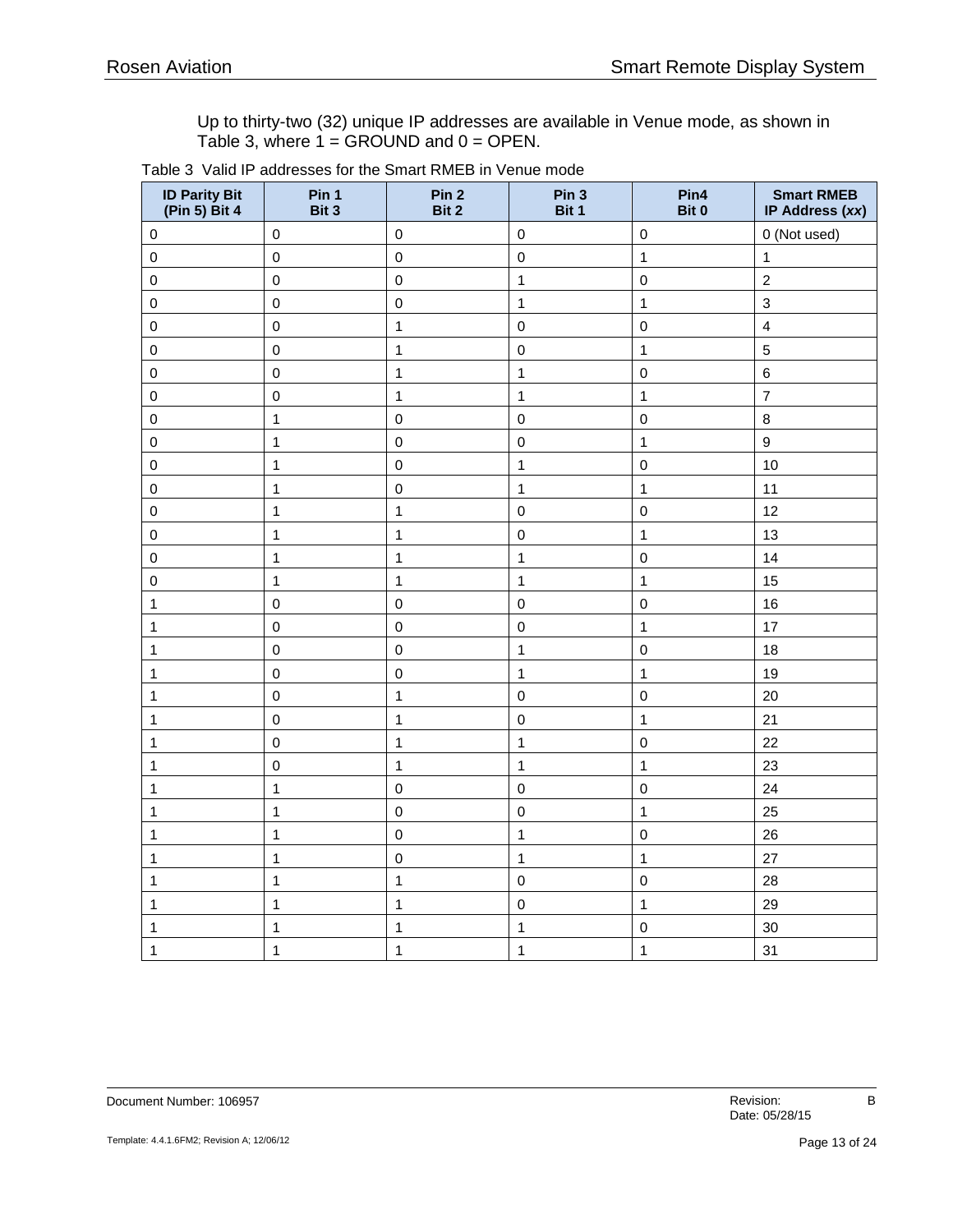Up to thirty-two (32) unique IP addresses are available in Venue mode, as shown in Table 3, where 1 = GROUND and 0 = OPEN.

Table 3 Valid IP addresses for the Smart RMEB in Venue mode

| ID Parity Bit (Pin 5) Bit 4 | Pin 1 Bit 3 | Pin 2 Bit 2 | Pin 3 Bit 1 | Pin4 Bit 0 | Smart RMEB IP Address (*xx*) |
|---|---|---|---|---|---|
| 0 | 0 | 0 | 0 | 0 | 0 (Not used) |
| 0 | 0 | 0 | 0 | 1 | 1 |
| 0 | 0 | 0 | 1 | 0 | 2 |
| 0 | 0 | 0 | 1 | 1 | 3 |
| 0 | 0 | 1 | 0 | 0 | 4 |
| 0 | 0 | 1 | 0 | 1 | 5 |
| 0 | 0 | 1 | 1 | 0 | 6 |
| 0 | 0 | 1 | 1 | 1 | 7 |
| 0 | 1 | 0 | 0 | 0 | 8 |
| 0 | 1 | 0 | 0 | 1 | 9 |
| 0 | 1 | 0 | 1 | 0 | 10 |
| 0 | 1 | 0 | 1 | 1 | 11 |
| 0 | 1 | 1 | 0 | 0 | 12 |
| 0 | 1 | 1 | 0 | 1 | 13 |
| 0 | 1 | 1 | 1 | 0 | 14 |
| 0 | 1 | 1 | 1 | 1 | 15 |
| 1 | 0 | 0 | 0 | 0 | 16 |
| 1 | 0 | 0 | 0 | 1 | 17 |
| 1 | 0 | 0 | 1 | 0 | 18 |
| 1 | 0 | 0 | 1 | 1 | 19 |
| 1 | 0 | 1 | 0 | 0 | 20 |
| 1 | 0 | 1 | 0 | 1 | 21 |
| 1 | 0 | 1 | 1 | 0 | 22 |
| 1 | 0 | 1 | 1 | 1 | 23 |
| 1 | 1 | 0 | 0 | 0 | 24 |
| 1 | 1 | 0 | 0 | 1 | 25 |
| 1 | 1 | 0 | 1 | 0 | 26 |
| 1 | 1 | 0 | 1 | 1 | 27 |
| 1 | 1 | 1 | 0 | 0 | 28 |
| 1 | 1 | 1 | 0 | 1 | 29 |
| 1 | 1 | 1 | 1 | 0 | 30 |
| 1 | 1 | 1 | 1 | 1 | 31 |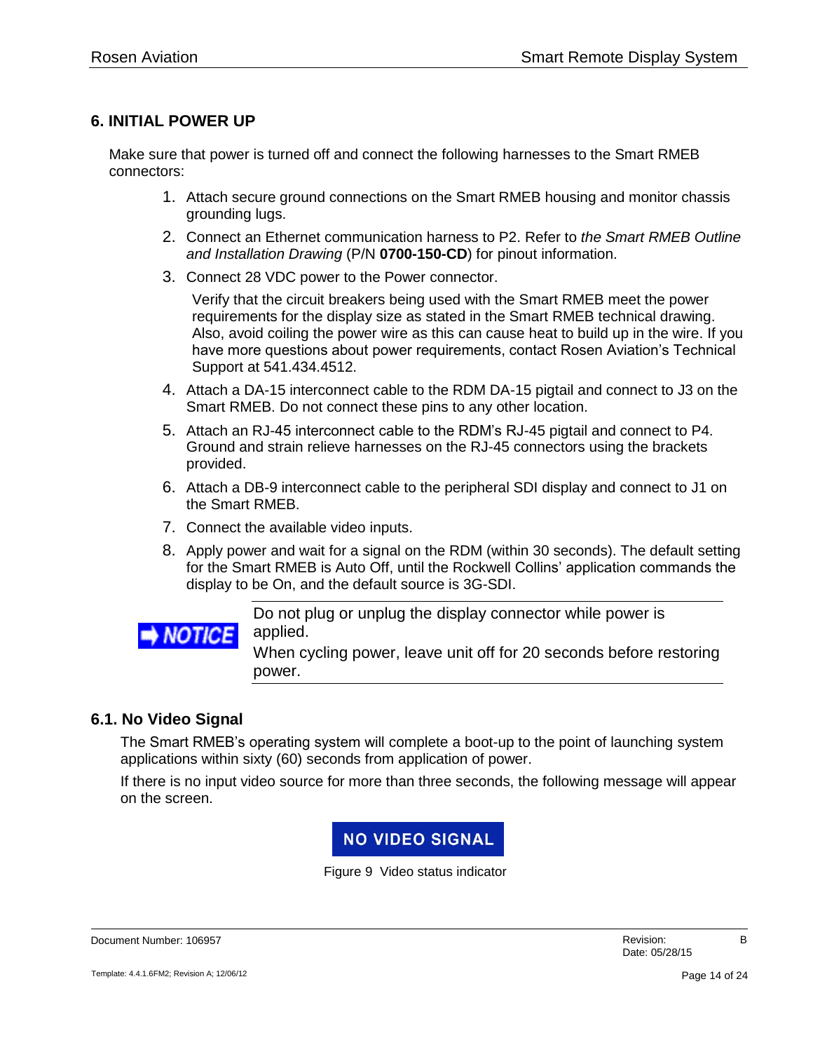## 6. INITIAL POWER UP

Make sure that power is turned off and connect the following harnesses to the Smart RMEB connectors:

1. Attach secure ground connections on the Smart RMEB housing and monitor chassis grounding lugs.
2. Connect an Ethernet communication harness to P2. Refer to *the Smart RMEB Outline and Installation Drawing* (P/N **0700-150-CD**) for pinout information.
3. Connect 28 VDC power to the Power connector.

   Verify that the circuit breakers being used with the Smart RMEB meet the power requirements for the display size as stated in the Smart RMEB technical drawing. Also, avoid coiling the power wire as this can cause heat to build up in the wire. If you have more questions about power requirements, contact Rosen Aviation's Technical Support at 541.434.4512.
4. Attach a DA-15 interconnect cable to the RDM DA-15 pigtail and connect to J3 on the Smart RMEB. Do not connect these pins to any other location.
5. Attach an RJ-45 interconnect cable to the RDM's RJ-45 pigtail and connect to P4. Ground and strain relieve harnesses on the RJ-45 connectors using the brackets provided.
6. Attach a DB-9 interconnect cable to the peripheral SDI display and connect to J1 on the Smart RMEB.
7. Connect the available video inputs.
8. Apply power and wait for a signal on the RDM (within 30 seconds). The default setting for the Smart RMEB is Auto Off, until the Rockwell Collins' application commands the display to be On, and the default source is 3G-SDI.

**NOTICE**

Do not plug or unplug the display connector while power is applied.

When cycling power, leave unit off for 20 seconds before restoring power.

### 6.1. No Video Signal

The Smart RMEB's operating system will complete a boot-up to the point of launching system applications within sixty (60) seconds from application of power.

If there is no input video source for more than three seconds, the following message will appear on the screen.

**NO VIDEO SIGNAL**

Figure 9 Video status indicator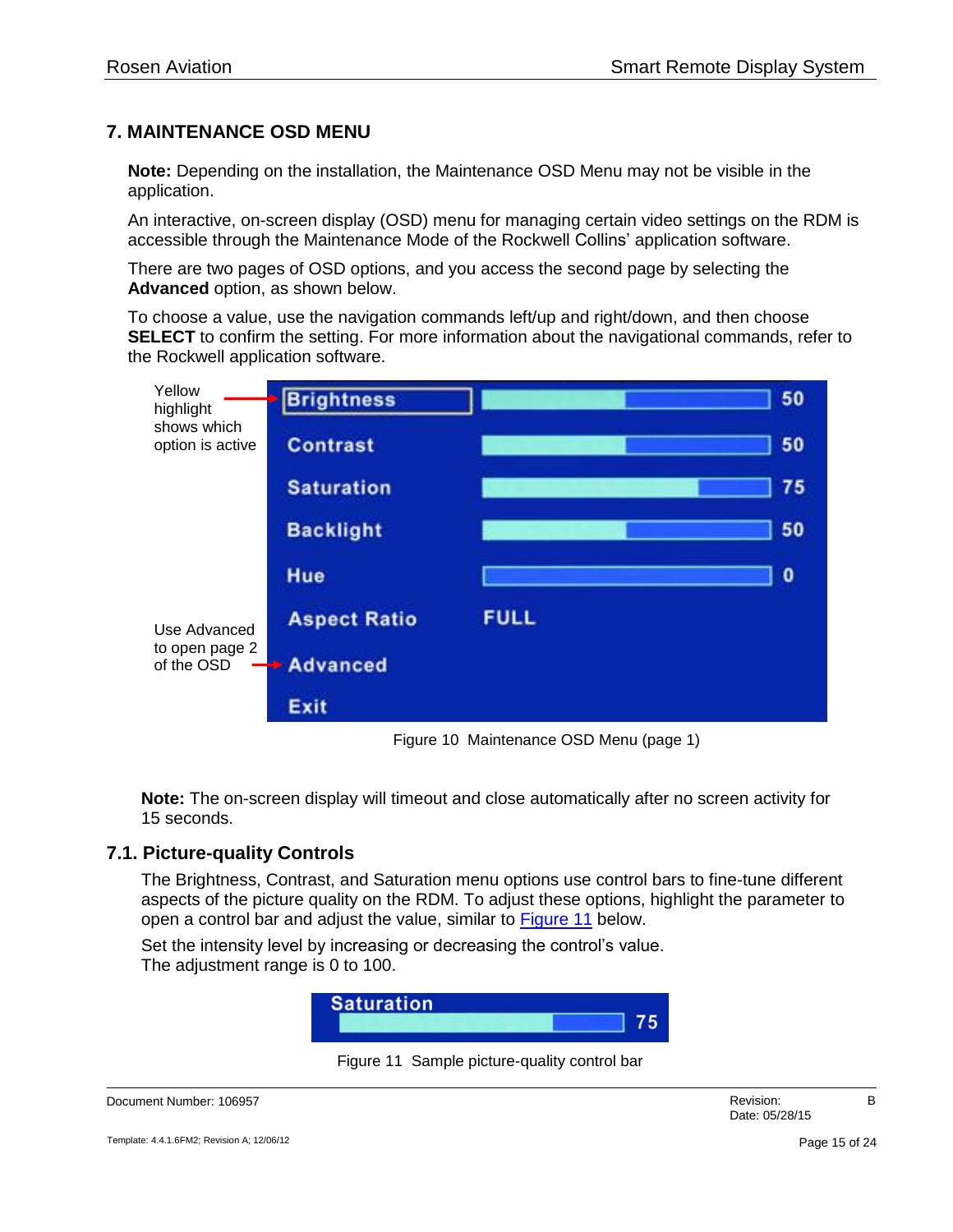## 7. MAINTENANCE OSD MENU

**Note:** Depending on the installation, the Maintenance OSD Menu may not be visible in the application.

An interactive, on-screen display (OSD) menu for managing certain video settings on the RDM is accessible through the Maintenance Mode of the Rockwell Collins' application software.

There are two pages of OSD options, and you access the second page by selecting the **Advanced** option, as shown below.

To choose a value, use the navigation commands left/up and right/down, and then choose **SELECT** to confirm the setting. For more information about the navigational commands, refer to the Rockwell application software.

Yellow highlight shows which option is active

Use Advanced to open page 2 of the OSD

| Option | Value |
|---|---|
| Brightness | 50 |
| Contrast | 50 |
| Saturation | 75 |
| Backlight | 50 |
| Hue | 0 |
| Aspect Ratio | FULL |
| Advanced | |
| Exit | |

Figure 10 Maintenance OSD Menu (page 1)

**Note:** The on-screen display will timeout and close automatically after no screen activity for 15 seconds.

### 7.1. Picture-quality Controls

The Brightness, Contrast, and Saturation menu options use control bars to fine-tune different aspects of the picture quality on the RDM. To adjust these options, highlight the parameter to open a control bar and adjust the value, similar to Figure 11 below.

Set the intensity level by increasing or decreasing the control's value.
The adjustment range is 0 to 100.

Saturation 75

Figure 11 Sample picture-quality control bar

Document Number: 106957 Revision: B Date: 05/28/15

Template: 4.4.1.6FM2; Revision A; 12/06/12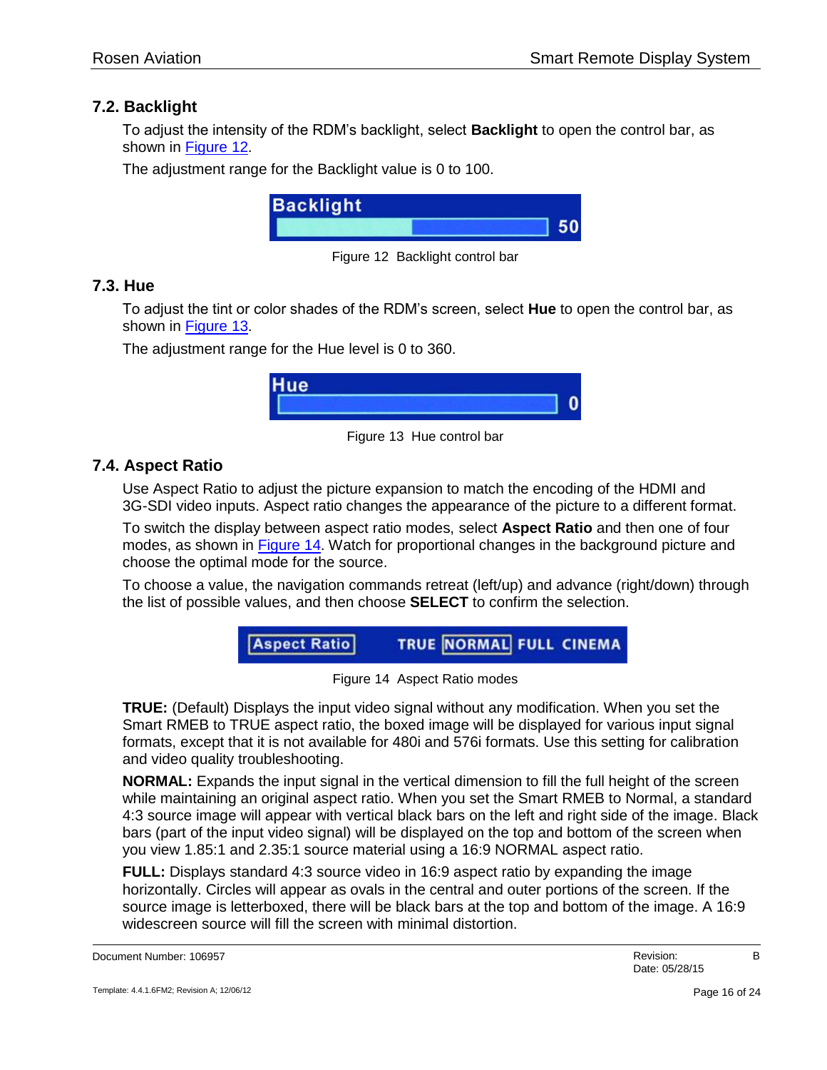## 7.2. Backlight

To adjust the intensity of the RDM's backlight, select **Backlight** to open the control bar, as shown in Figure 12.

The adjustment range for the Backlight value is 0 to 100.

Figure 12  Backlight control bar

## 7.3. Hue

To adjust the tint or color shades of the RDM's screen, select **Hue** to open the control bar, as shown in Figure 13.

The adjustment range for the Hue level is 0 to 360.

Figure 13  Hue control bar

## 7.4. Aspect Ratio

Use Aspect Ratio to adjust the picture expansion to match the encoding of the HDMI and 3G-SDI video inputs. Aspect ratio changes the appearance of the picture to a different format.

To switch the display between aspect ratio modes, select **Aspect Ratio** and then one of four modes, as shown in Figure 14. Watch for proportional changes in the background picture and choose the optimal mode for the source.

To choose a value, the navigation commands retreat (left/up) and advance (right/down) through the list of possible values, and then choose **SELECT** to confirm the selection.

Figure 14  Aspect Ratio modes

**TRUE:** (Default) Displays the input video signal without any modification. When you set the Smart RMEB to TRUE aspect ratio, the boxed image will be displayed for various input signal formats, except that it is not available for 480i and 576i formats. Use this setting for calibration and video quality troubleshooting.

**NORMAL:** Expands the input signal in the vertical dimension to fill the full height of the screen while maintaining an original aspect ratio. When you set the Smart RMEB to Normal, a standard 4:3 source image will appear with vertical black bars on the left and right side of the image. Black bars (part of the input video signal) will be displayed on the top and bottom of the screen when you view 1.85:1 and 2.35:1 source material using a 16:9 NORMAL aspect ratio.

**FULL:** Displays standard 4:3 source video in 16:9 aspect ratio by expanding the image horizontally. Circles will appear as ovals in the central and outer portions of the screen. If the source image is letterboxed, there will be black bars at the top and bottom of the image. A 16:9 widescreen source will fill the screen with minimal distortion.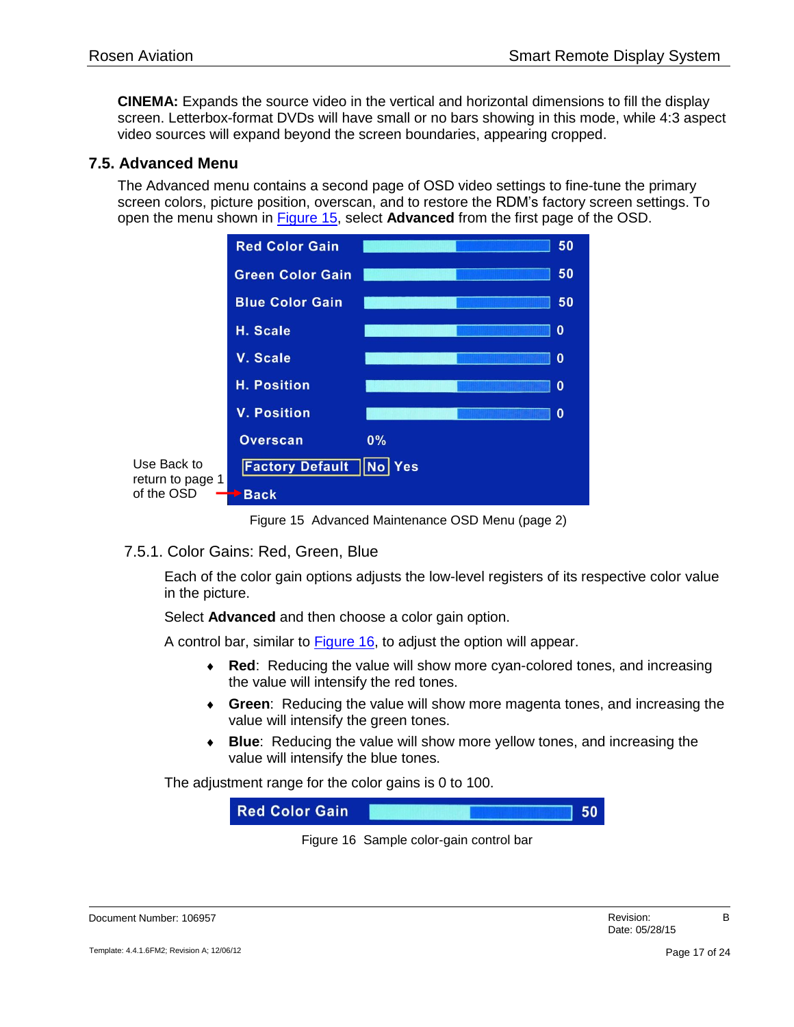**CINEMA:** Expands the source video in the vertical and horizontal dimensions to fill the display screen. Letterbox-format DVDs will have small or no bars showing in this mode, while 4:3 aspect video sources will expand beyond the screen boundaries, appearing cropped.

## 7.5. Advanced Menu

The Advanced menu contains a second page of OSD video settings to fine-tune the primary screen colors, picture position, overscan, and to restore the RDM's factory screen settings. To open the menu shown in Figure 15, select **Advanced** from the first page of the OSD.

| Setting | Value |
| --- | --- |
| Red Color Gain | 50 |
| Green Color Gain | 50 |
| Blue Color Gain | 50 |
| H. Scale | 0 |
| V. Scale | 0 |
| H. Position | 0 |
| V. Position | 0 |
| Overscan | 0% |
| Factory Default | No Yes |
| Back | |

Use Back to return to page 1 of the OSD

Figure 15 Advanced Maintenance OSD Menu (page 2)

### 7.5.1. Color Gains: Red, Green, Blue

Each of the color gain options adjusts the low-level registers of its respective color value in the picture.

Select **Advanced** and then choose a color gain option.

A control bar, similar to Figure 16, to adjust the option will appear.

- **Red**: Reducing the value will show more cyan-colored tones, and increasing the value will intensify the red tones.
- **Green**: Reducing the value will show more magenta tones, and increasing the value will intensify the green tones.
- **Blue**: Reducing the value will show more yellow tones, and increasing the value will intensify the blue tones.

The adjustment range for the color gains is 0 to 100.

| Setting | Value |
| --- | --- |
| Red Color Gain | 50 |

Figure 16 Sample color-gain control bar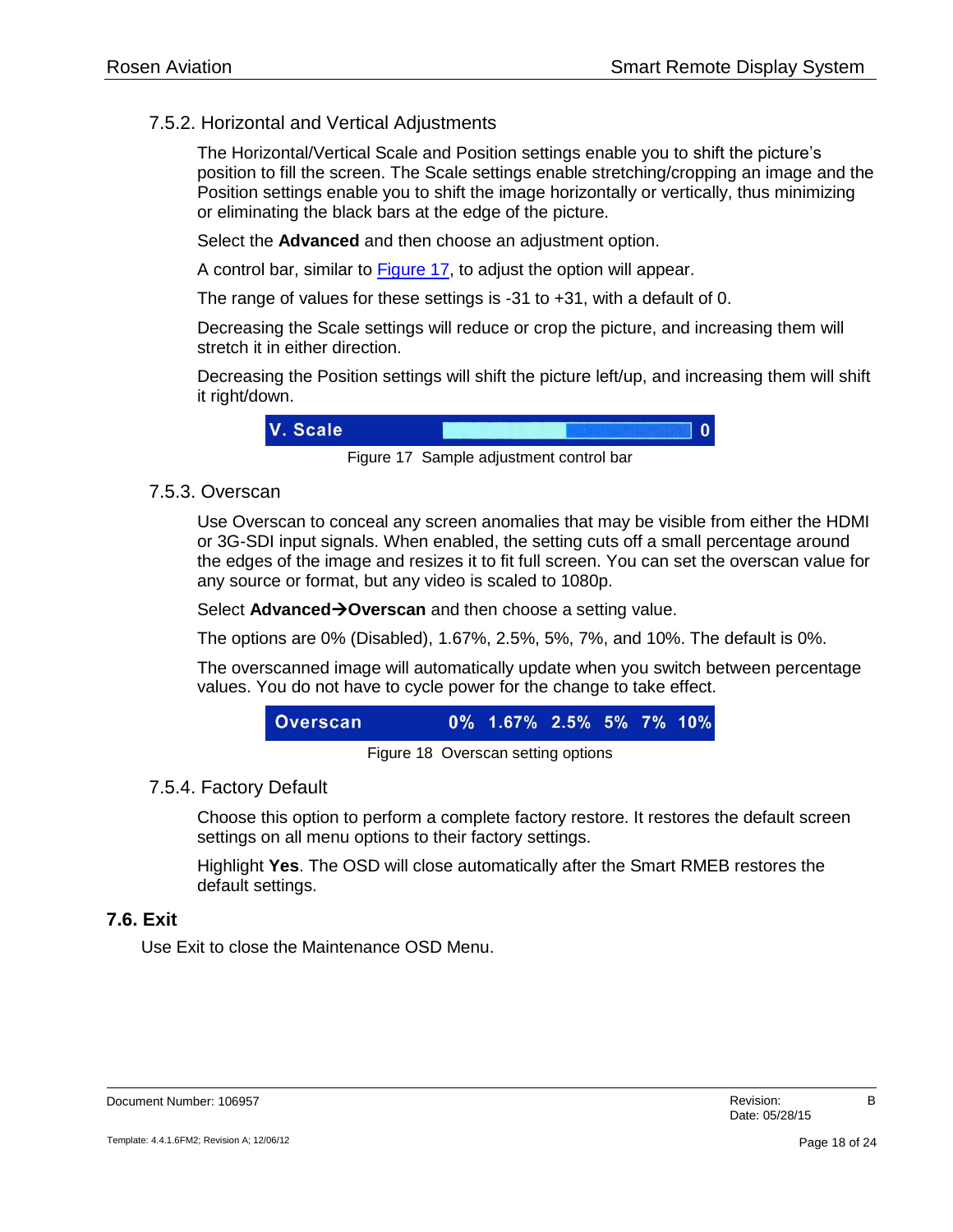### 7.5.2. Horizontal and Vertical Adjustments

The Horizontal/Vertical Scale and Position settings enable you to shift the picture's position to fill the screen. The Scale settings enable stretching/cropping an image and the Position settings enable you to shift the image horizontally or vertically, thus minimizing or eliminating the black bars at the edge of the picture.

Select the **Advanced** and then choose an adjustment option.

A control bar, similar to Figure 17, to adjust the option will appear.

The range of values for these settings is -31 to +31, with a default of 0.

Decreasing the Scale settings will reduce or crop the picture, and increasing them will stretch it in either direction.

Decreasing the Position settings will shift the picture left/up, and increasing them will shift it right/down.

V. Scale 0

Figure 17 Sample adjustment control bar

### 7.5.3. Overscan

Use Overscan to conceal any screen anomalies that may be visible from either the HDMI or 3G-SDI input signals. When enabled, the setting cuts off a small percentage around the edges of the image and resizes it to fit full screen. You can set the overscan value for any source or format, but any video is scaled to 1080p.

Select **Advanced→Overscan** and then choose a setting value.

The options are 0% (Disabled), 1.67%, 2.5%, 5%, 7%, and 10%. The default is 0%.

The overscanned image will automatically update when you switch between percentage values. You do not have to cycle power for the change to take effect.

Overscan 0% 1.67% 2.5% 5% 7% 10%

Figure 18 Overscan setting options

### 7.5.4. Factory Default

Choose this option to perform a complete factory restore. It restores the default screen settings on all menu options to their factory settings.

Highlight **Yes**. The OSD will close automatically after the Smart RMEB restores the default settings.

## 7.6. Exit

Use Exit to close the Maintenance OSD Menu.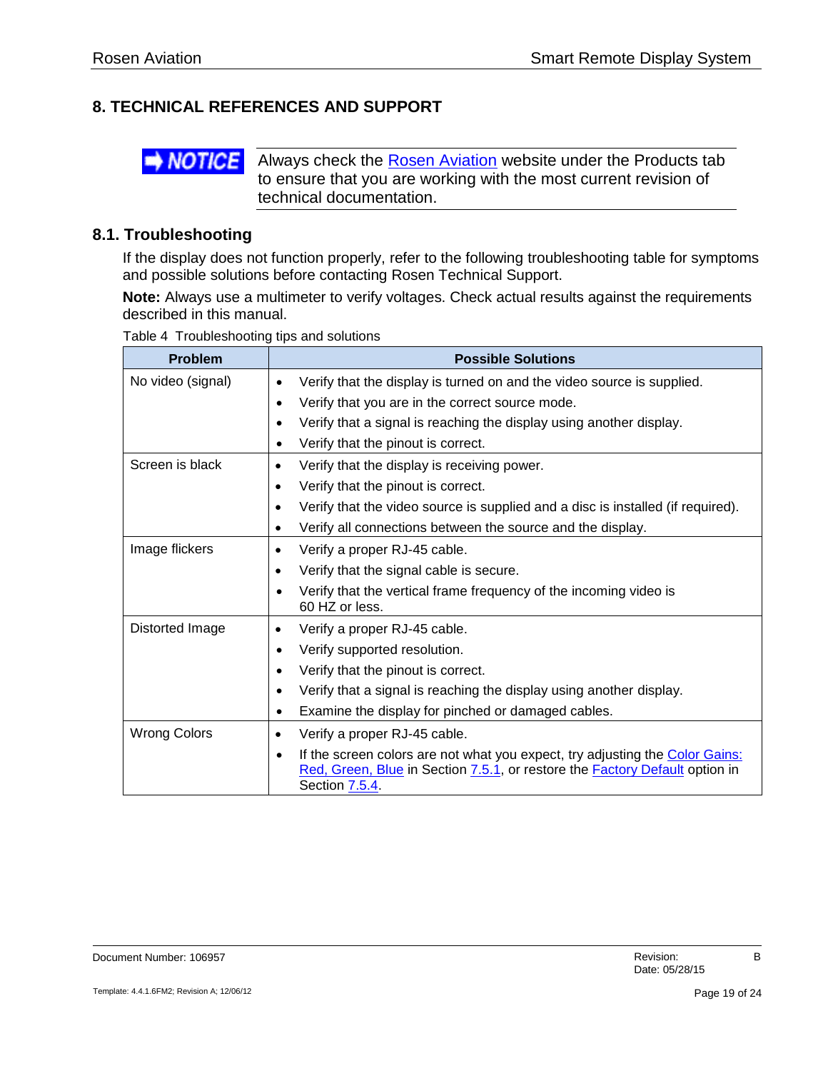## 8. TECHNICAL REFERENCES AND SUPPORT

**➡ NOTICE** Always check the Rosen Aviation website under the Products tab to ensure that you are working with the most current revision of technical documentation.

### 8.1. Troubleshooting

If the display does not function properly, refer to the following troubleshooting table for symptoms and possible solutions before contacting Rosen Technical Support.

**Note:** Always use a multimeter to verify voltages. Check actual results against the requirements described in this manual.

Table 4 Troubleshooting tips and solutions

| Problem | Possible Solutions |
| --- | --- |
| No video (signal) | • Verify that the display is turned on and the video source is supplied.<br>• Verify that you are in the correct source mode.<br>• Verify that a signal is reaching the display using another display.<br>• Verify that the pinout is correct. |
| Screen is black | • Verify that the display is receiving power.<br>• Verify that the pinout is correct.<br>• Verify that the video source is supplied and a disc is installed (if required).<br>• Verify all connections between the source and the display. |
| Image flickers | • Verify a proper RJ-45 cable.<br>• Verify that the signal cable is secure.<br>• Verify that the vertical frame frequency of the incoming video is 60 HZ or less. |
| Distorted Image | • Verify a proper RJ-45 cable.<br>• Verify supported resolution.<br>• Verify that the pinout is correct.<br>• Verify that a signal is reaching the display using another display.<br>• Examine the display for pinched or damaged cables. |
| Wrong Colors | • Verify a proper RJ-45 cable.<br>• If the screen colors are not what you expect, try adjusting the Color Gains: Red, Green, Blue in Section 7.5.1, or restore the Factory Default option in Section 7.5.4. |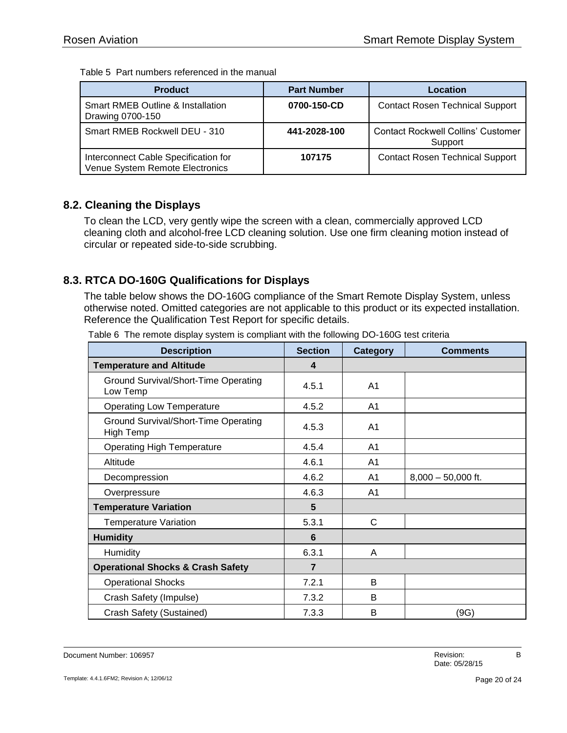Table 5 Part numbers referenced in the manual

| Product | Part Number | Location |
| --- | --- | --- |
| Smart RMEB Outline & Installation Drawing 0700-150 | **0700-150-CD** | Contact Rosen Technical Support |
| Smart RMEB Rockwell DEU - 310 | **441-2028-100** | Contact Rockwell Collins' Customer Support |
| Interconnect Cable Specification for Venue System Remote Electronics | **107175** | Contact Rosen Technical Support |

## 8.2. Cleaning the Displays

To clean the LCD, very gently wipe the screen with a clean, commercially approved LCD cleaning cloth and alcohol-free LCD cleaning solution. Use one firm cleaning motion instead of circular or repeated side-to-side scrubbing.

## 8.3. RTCA DO-160G Qualifications for Displays

The table below shows the DO-160G compliance of the Smart Remote Display System, unless otherwise noted. Omitted categories are not applicable to this product or its expected installation. Reference the Qualification Test Report for specific details.

Table 6 The remote display system is compliant with the following DO-160G test criteria

| Description | Section | Category | Comments |
| --- | --- | --- | --- |
| **Temperature and Altitude** | **4** | | |
| Ground Survival/Short-Time Operating Low Temp | 4.5.1 | A1 | |
| Operating Low Temperature | 4.5.2 | A1 | |
| Ground Survival/Short-Time Operating High Temp | 4.5.3 | A1 | |
| Operating High Temperature | 4.5.4 | A1 | |
| Altitude | 4.6.1 | A1 | |
| Decompression | 4.6.2 | A1 | 8,000 – 50,000 ft. |
| Overpressure | 4.6.3 | A1 | |
| **Temperature Variation** | **5** | | |
| Temperature Variation | 5.3.1 | C | |
| **Humidity** | **6** | | |
| Humidity | 6.3.1 | A | |
| **Operational Shocks & Crash Safety** | **7** | | |
| Operational Shocks | 7.2.1 | B | |
| Crash Safety (Impulse) | 7.3.2 | B | |
| Crash Safety (Sustained) | 7.3.3 | B | (9G) |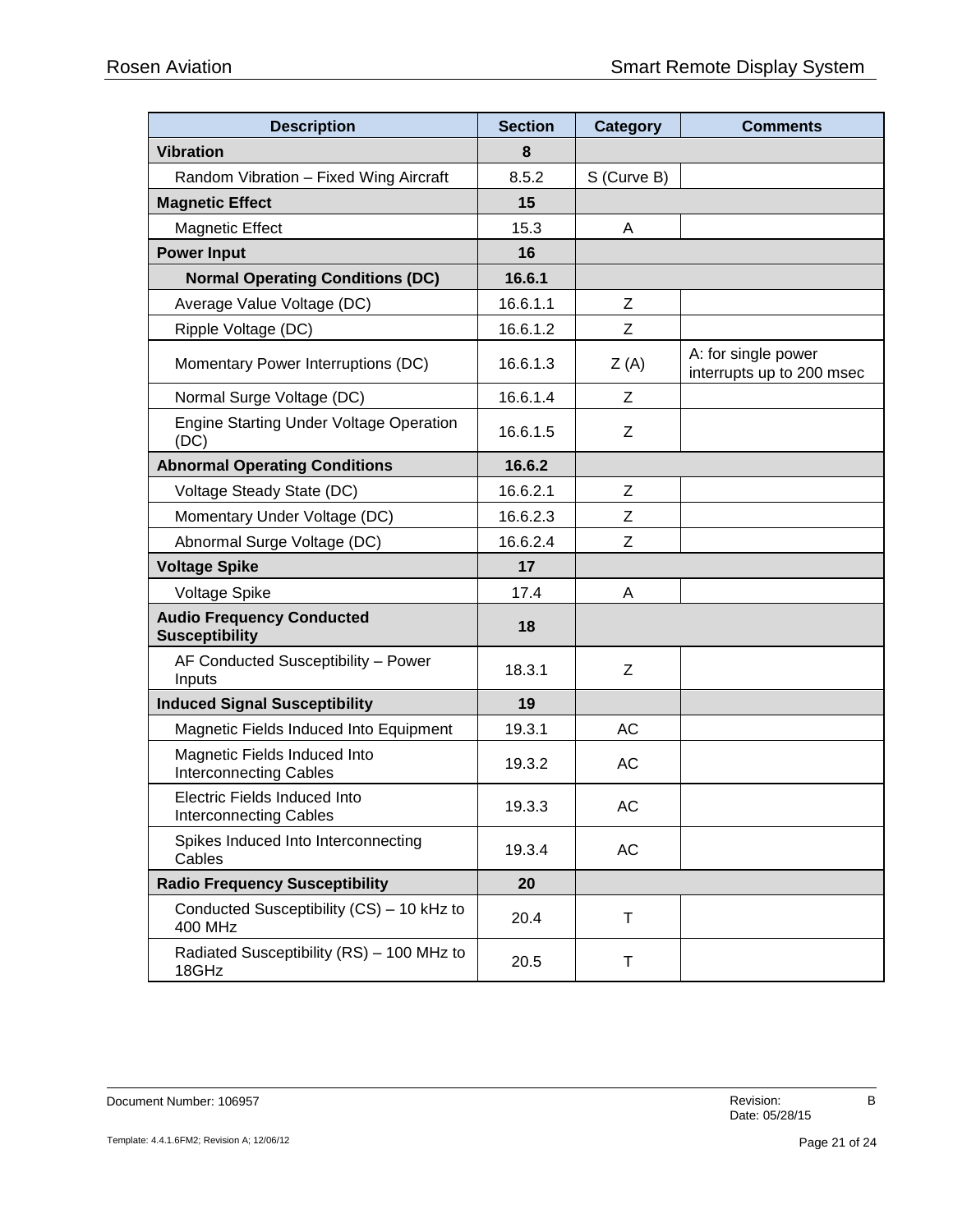| Description | Section | Category | Comments |
|---|---|---|---|
| **Vibration** | **8** | | |
| Random Vibration – Fixed Wing Aircraft | 8.5.2 | S (Curve B) | |
| **Magnetic Effect** | **15** | | |
| Magnetic Effect | 15.3 | A | |
| **Power Input** | **16** | | |
| **Normal Operating Conditions (DC)** | **16.6.1** | | |
| Average Value Voltage (DC) | 16.6.1.1 | Z | |
| Ripple Voltage (DC) | 16.6.1.2 | Z | |
| Momentary Power Interruptions (DC) | 16.6.1.3 | Z (A) | A: for single power interrupts up to 200 msec |
| Normal Surge Voltage (DC) | 16.6.1.4 | Z | |
| Engine Starting Under Voltage Operation (DC) | 16.6.1.5 | Z | |
| **Abnormal Operating Conditions** | **16.6.2** | | |
| Voltage Steady State (DC) | 16.6.2.1 | Z | |
| Momentary Under Voltage (DC) | 16.6.2.3 | Z | |
| Abnormal Surge Voltage (DC) | 16.6.2.4 | Z | |
| **Voltage Spike** | **17** | | |
| Voltage Spike | 17.4 | A | |
| **Audio Frequency Conducted Susceptibility** | **18** | | |
| AF Conducted Susceptibility – Power Inputs | 18.3.1 | Z | |
| **Induced Signal Susceptibility** | **19** | | |
| Magnetic Fields Induced Into Equipment | 19.3.1 | AC | |
| Magnetic Fields Induced Into Interconnecting Cables | 19.3.2 | AC | |
| Electric Fields Induced Into Interconnecting Cables | 19.3.3 | AC | |
| Spikes Induced Into Interconnecting Cables | 19.3.4 | AC | |
| **Radio Frequency Susceptibility** | **20** | | |
| Conducted Susceptibility (CS) – 10 kHz to 400 MHz | 20.4 | T | |
| Radiated Susceptibility (RS) – 100 MHz to 18GHz | 20.5 | T | |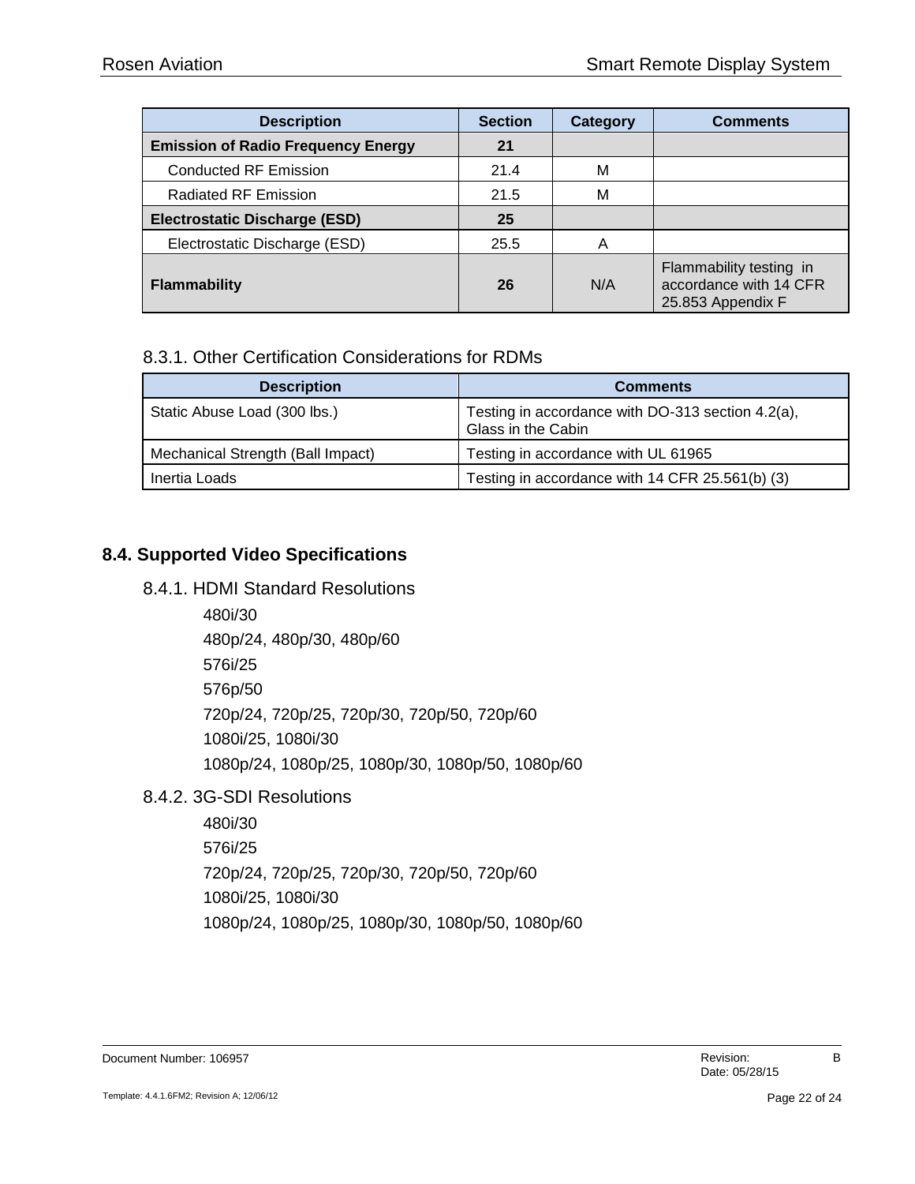| Description | Section | Category | Comments |
|---|---|---|---|
| **Emission of Radio Frequency Energy** | **21** | | |
| Conducted RF Emission | 21.4 | M | |
| Radiated RF Emission | 21.5 | M | |
| **Electrostatic Discharge (ESD)** | **25** | | |
| Electrostatic Discharge (ESD) | 25.5 | A | |
| **Flammability** | **26** | N/A | Flammability testing in accordance with 14 CFR 25.853 Appendix F |

### 8.3.1. Other Certification Considerations for RDMs

| Description | Comments |
|---|---|
| Static Abuse Load (300 lbs.) | Testing in accordance with DO-313 section 4.2(a), Glass in the Cabin |
| Mechanical Strength (Ball Impact) | Testing in accordance with UL 61965 |
| Inertia Loads | Testing in accordance with 14 CFR 25.561(b) (3) |

## 8.4. Supported Video Specifications

### 8.4.1. HDMI Standard Resolutions

480i/30

480p/24, 480p/30, 480p/60

576i/25

576p/50

720p/24, 720p/25, 720p/30, 720p/50, 720p/60

1080i/25, 1080i/30

1080p/24, 1080p/25, 1080p/30, 1080p/50, 1080p/60

### 8.4.2. 3G-SDI Resolutions

480i/30

576i/25

720p/24, 720p/25, 720p/30, 720p/50, 720p/60

1080i/25, 1080i/30

1080p/24, 1080p/25, 1080p/30, 1080p/50, 1080p/60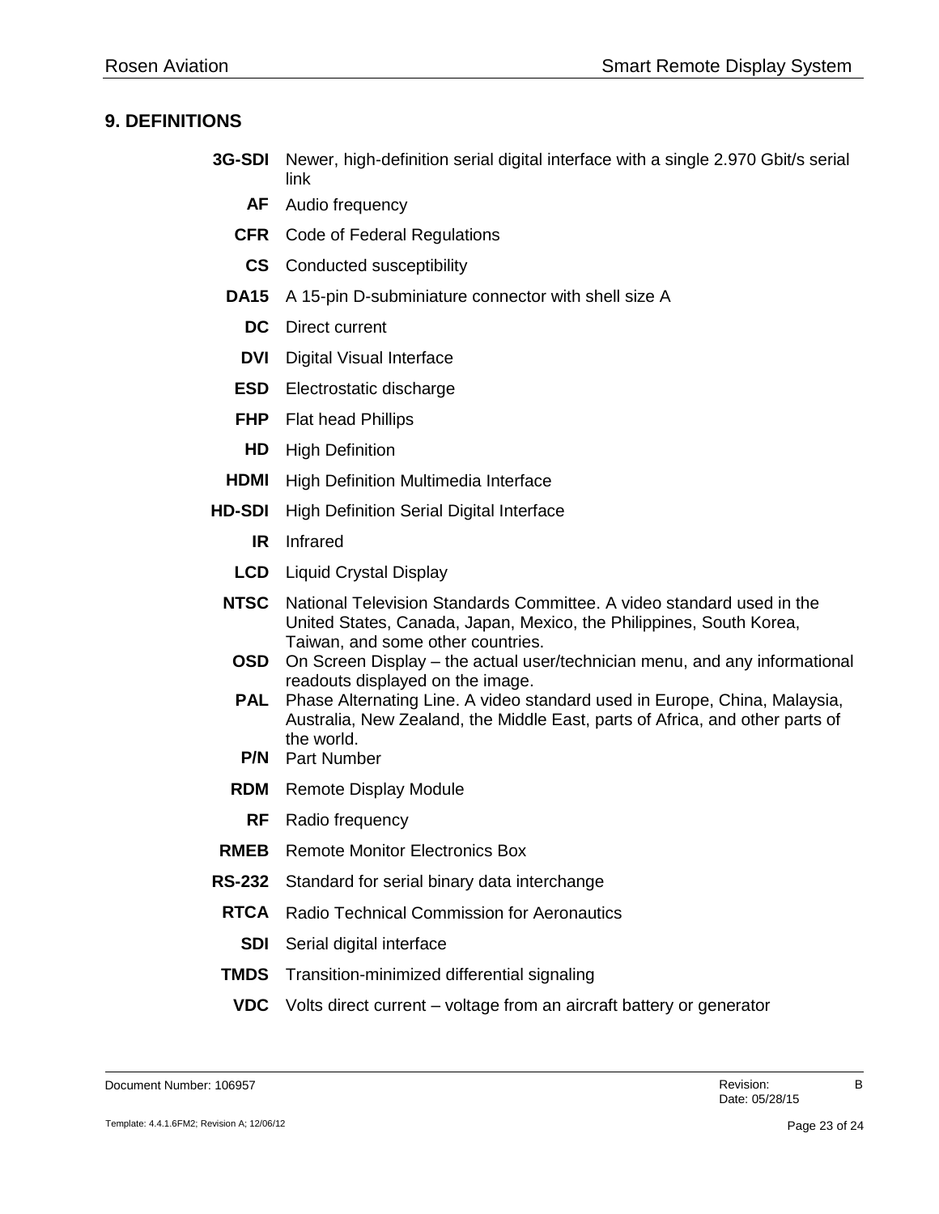## 9. DEFINITIONS

| | |
|---|---|
| **3G-SDI** | Newer, high-definition serial digital interface with a single 2.970 Gbit/s serial link |
| **AF** | Audio frequency |
| **CFR** | Code of Federal Regulations |
| **CS** | Conducted susceptibility |
| **DA15** | A 15-pin D-subminiature connector with shell size A |
| **DC** | Direct current |
| **DVI** | Digital Visual Interface |
| **ESD** | Electrostatic discharge |
| **FHP** | Flat head Phillips |
| **HD** | High Definition |
| **HDMI** | High Definition Multimedia Interface |
| **HD-SDI** | High Definition Serial Digital Interface |
| **IR** | Infrared |
| **LCD** | Liquid Crystal Display |
| **NTSC** | National Television Standards Committee. A video standard used in the United States, Canada, Japan, Mexico, the Philippines, South Korea, Taiwan, and some other countries. |
| **OSD** | On Screen Display – the actual user/technician menu, and any informational readouts displayed on the image. |
| **PAL** | Phase Alternating Line. A video standard used in Europe, China, Malaysia, Australia, New Zealand, the Middle East, parts of Africa, and other parts of the world. |
| **P/N** | Part Number |
| **RDM** | Remote Display Module |
| **RF** | Radio frequency |
| **RMEB** | Remote Monitor Electronics Box |
| **RS-232** | Standard for serial binary data interchange |
| **RTCA** | Radio Technical Commission for Aeronautics |
| **SDI** | Serial digital interface |
| **TMDS** | Transition-minimized differential signaling |
| **VDC** | Volts direct current – voltage from an aircraft battery or generator |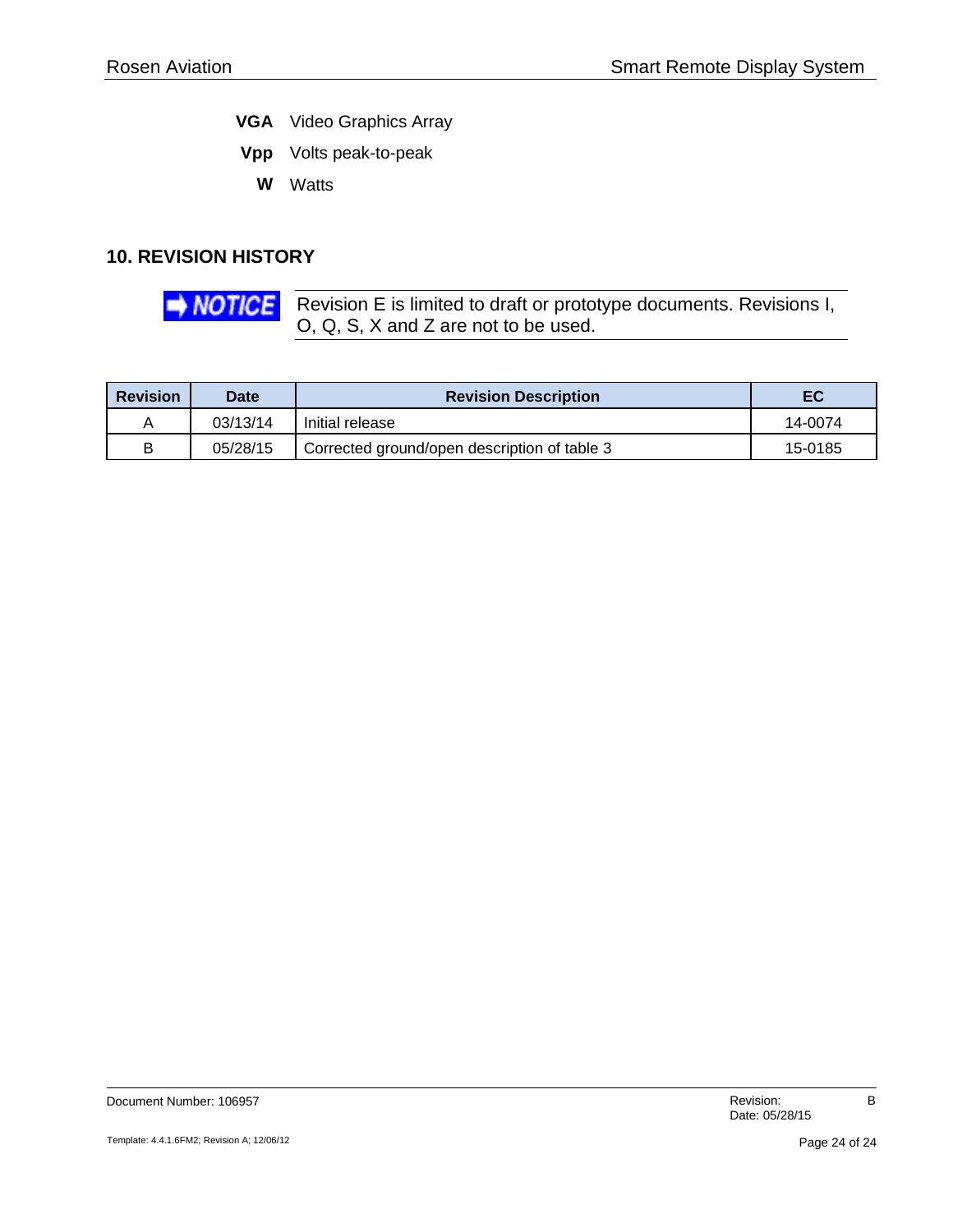**VGA** Video Graphics Array

**Vpp** Volts peak-to-peak

**W** Watts

## 10. REVISION HISTORY

**NOTICE** Revision E is limited to draft or prototype documents. Revisions I, O, Q, S, X and Z are not to be used.

| Revision | Date | Revision Description | EC |
|---|---|---|---|
| A | 03/13/14 | Initial release | 14-0074 |
| B | 05/28/15 | Corrected ground/open description of table 3 | 15-0185 |